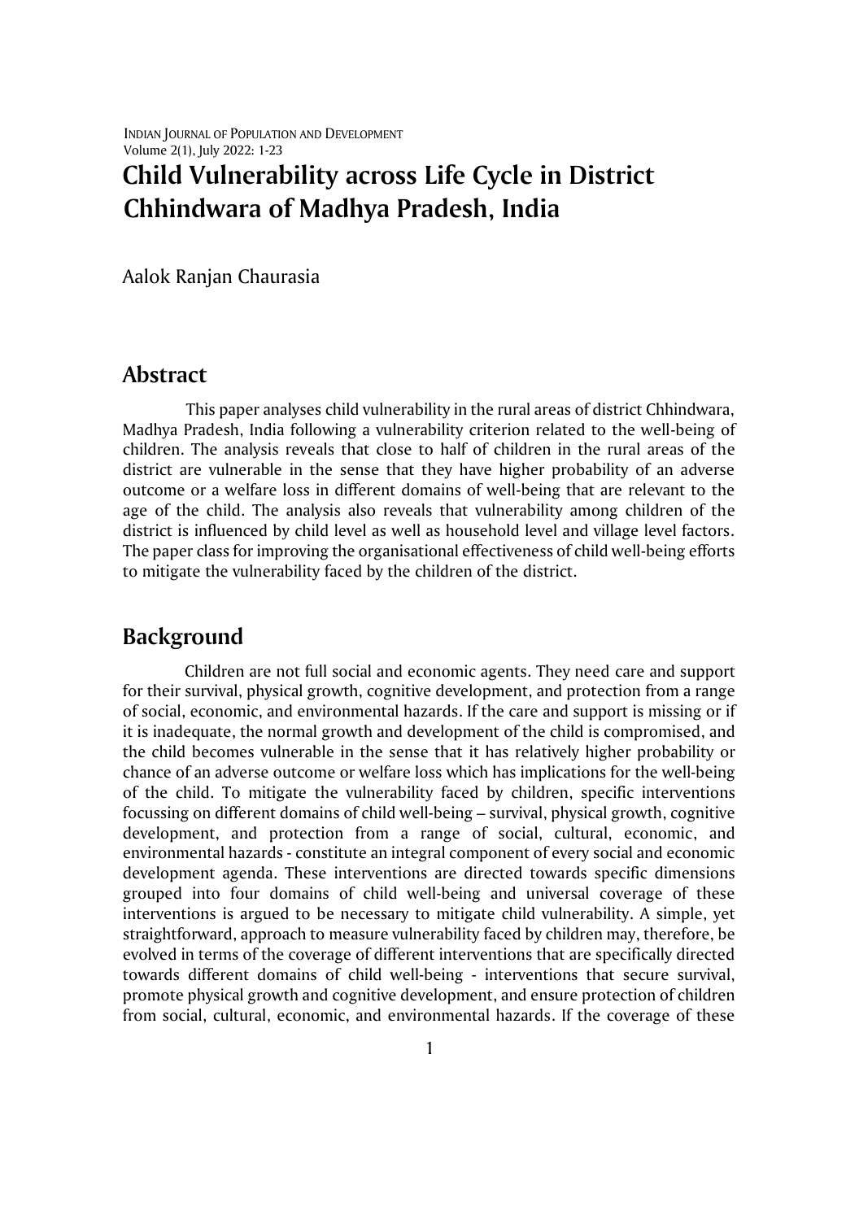# Child Vulnerability across Life Cycle in District Chhindwara of Madhya Pradesh, India

Aalok Ranjan Chaurasia

## Abstract

This paper analyses child vulnerability in the rural areas of district Chhindwara, Madhya Pradesh, India following a vulnerability criterion related to the well-being of children. The analysis reveals that close to half of children in the rural areas of the district are vulnerable in the sense that they have higher probability of an adverse outcome or a welfare loss in different domains of well-being that are relevant to the age of the child. The analysis also reveals that vulnerability among children of the district is influenced by child level as well as household level and village level factors. The paper class for improving the organisational effectiveness of child well-being efforts to mitigate the vulnerability faced by the children of the district.

## Background

Children are not full social and economic agents. They need care and support for their survival, physical growth, cognitive development, and protection from a range of social, economic, and environmental hazards. If the care and support is missing or if it is inadequate, the normal growth and development of the child is compromised, and the child becomes vulnerable in the sense that it has relatively higher probability or chance of an adverse outcome or welfare loss which has implications for the well-being of the child. To mitigate the vulnerability faced by children, specific interventions focussing on different domains of child well-being – survival, physical growth, cognitive development, and protection from a range of social, cultural, economic, and environmental hazards - constitute an integral component of every social and economic development agenda. These interventions are directed towards specific dimensions grouped into four domains of child well-being and universal coverage of these interventions is argued to be necessary to mitigate child vulnerability. A simple, yet straightforward, approach to measure vulnerability faced by children may, therefore, be evolved in terms of the coverage of different interventions that are specifically directed towards different domains of child well-being - interventions that secure survival, promote physical growth and cognitive development, and ensure protection of children from social, cultural, economic, and environmental hazards. If the coverage of these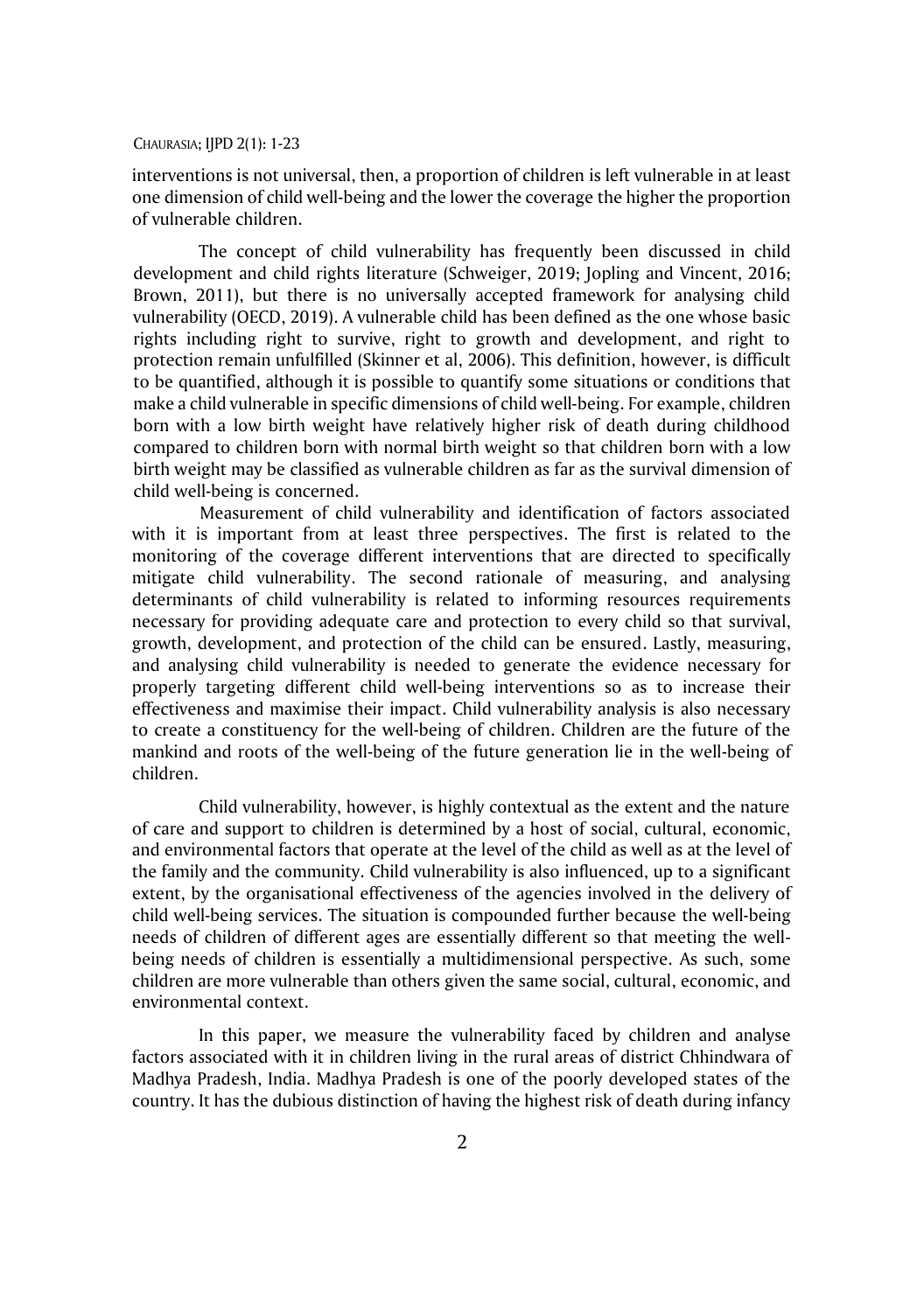interventions is not universal, then, a proportion of children is left vulnerable in at least one dimension of child well-being and the lower the coverage the higher the proportion of vulnerable children.

The concept of child vulnerability has frequently been discussed in child development and child rights literature (Schweiger, 2019; Jopling and Vincent, 2016; Brown, 2011), but there is no universally accepted framework for analysing child vulnerability (OECD, 2019). A vulnerable child has been defined as the one whose basic rights including right to survive, right to growth and development, and right to protection remain unfulfilled (Skinner et al, 2006). This definition, however, is difficult to be quantified, although it is possible to quantify some situations or conditions that make a child vulnerable in specific dimensions of child well-being. For example, children born with a low birth weight have relatively higher risk of death during childhood compared to children born with normal birth weight so that children born with a low birth weight may be classified as vulnerable children as far as the survival dimension of child well-being is concerned.

Measurement of child vulnerability and identification of factors associated with it is important from at least three perspectives. The first is related to the monitoring of the coverage different interventions that are directed to specifically mitigate child vulnerability. The second rationale of measuring, and analysing determinants of child vulnerability is related to informing resources requirements necessary for providing adequate care and protection to every child so that survival, growth, development, and protection of the child can be ensured. Lastly, measuring, and analysing child vulnerability is needed to generate the evidence necessary for properly targeting different child well-being interventions so as to increase their effectiveness and maximise their impact. Child vulnerability analysis is also necessary to create a constituency for the well-being of children. Children are the future of the mankind and roots of the well-being of the future generation lie in the well-being of children.

Child vulnerability, however, is highly contextual as the extent and the nature of care and support to children is determined by a host of social, cultural, economic, and environmental factors that operate at the level of the child as well as at the level of the family and the community. Child vulnerability is also influenced, up to a significant extent, by the organisational effectiveness of the agencies involved in the delivery of child well-being services. The situation is compounded further because the well-being needs of children of different ages are essentially different so that meeting the well-being needs of children is essentially a multidimensional perspective. As such, some children are more vulnerable than others given the same social, cultural, economic, and environmental context.

In this paper, we measure the vulnerability faced by children and analyse factors associated with it in children living in the rural areas of district Chhindwara of Madhya Pradesh, India. Madhya Pradesh is one of the poorly developed states of the country. It has the dubious distinction of having the highest risk of death during infancy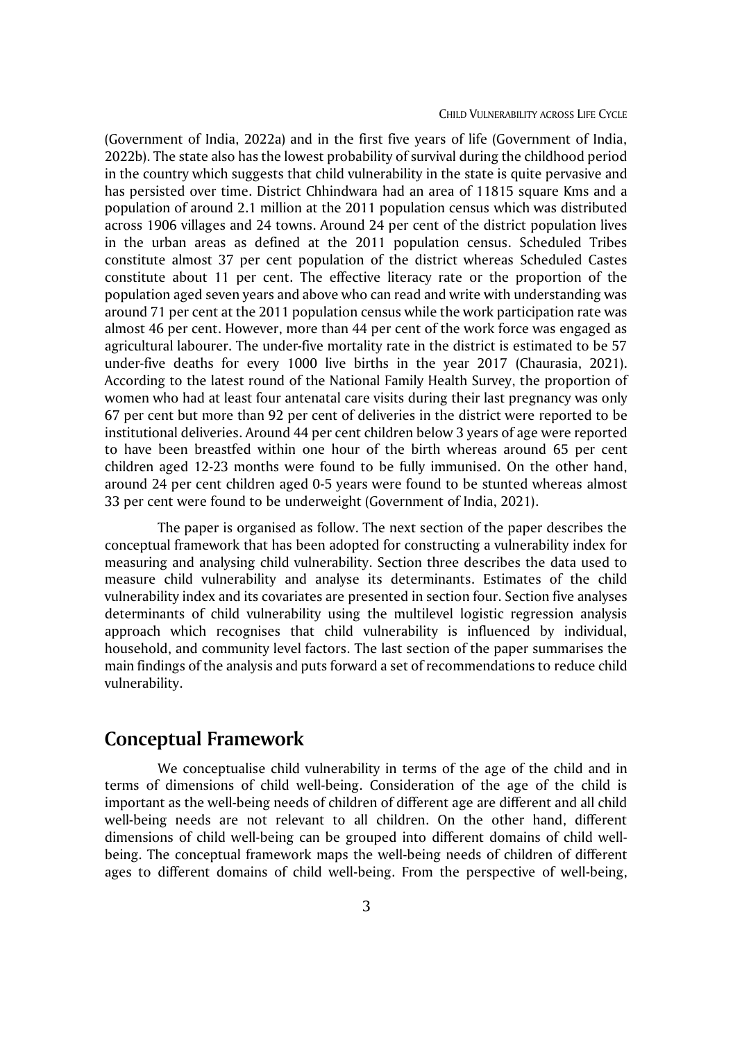(Government of India, 2022a) and in the first five years of life (Government of India, 2022b). The state also has the lowest probability of survival during the childhood period in the country which suggests that child vulnerability in the state is quite pervasive and has persisted over time. District Chhindwara had an area of 11815 square Kms and a population of around 2.1 million at the 2011 population census which was distributed across 1906 villages and 24 towns. Around 24 per cent of the district population lives in the urban areas as defined at the 2011 population census. Scheduled Tribes constitute almost 37 per cent population of the district whereas Scheduled Castes constitute about 11 per cent. The effective literacy rate or the proportion of the population aged seven years and above who can read and write with understanding was around 71 per cent at the 2011 population census while the work participation rate was almost 46 per cent. However, more than 44 per cent of the work force was engaged as agricultural labourer. The under-five mortality rate in the district is estimated to be 57 under-five deaths for every 1000 live births in the year 2017 (Chaurasia, 2021). According to the latest round of the National Family Health Survey, the proportion of women who had at least four antenatal care visits during their last pregnancy was only 67 per cent but more than 92 per cent of deliveries in the district were reported to be institutional deliveries. Around 44 per cent children below 3 years of age were reported to have been breastfed within one hour of the birth whereas around 65 per cent children aged 12-23 months were found to be fully immunised. On the other hand, around 24 per cent children aged 0-5 years were found to be stunted whereas almost 33 per cent were found to be underweight (Government of India, 2021).

The paper is organised as follow. The next section of the paper describes the conceptual framework that has been adopted for constructing a vulnerability index for measuring and analysing child vulnerability. Section three describes the data used to measure child vulnerability and analyse its determinants. Estimates of the child vulnerability index and its covariates are presented in section four. Section five analyses determinants of child vulnerability using the multilevel logistic regression analysis approach which recognises that child vulnerability is influenced by individual, household, and community level factors. The last section of the paper summarises the main findings of the analysis and puts forward a set of recommendations to reduce child vulnerability.

## Conceptual Framework

We conceptualise child vulnerability in terms of the age of the child and in terms of dimensions of child well-being. Consideration of the age of the child is important as the well-being needs of children of different age are different and all child well-being needs are not relevant to all children. On the other hand, different dimensions of child well-being can be grouped into different domains of child well-being. The conceptual framework maps the well-being needs of children of different ages to different domains of child well-being. From the perspective of well-being,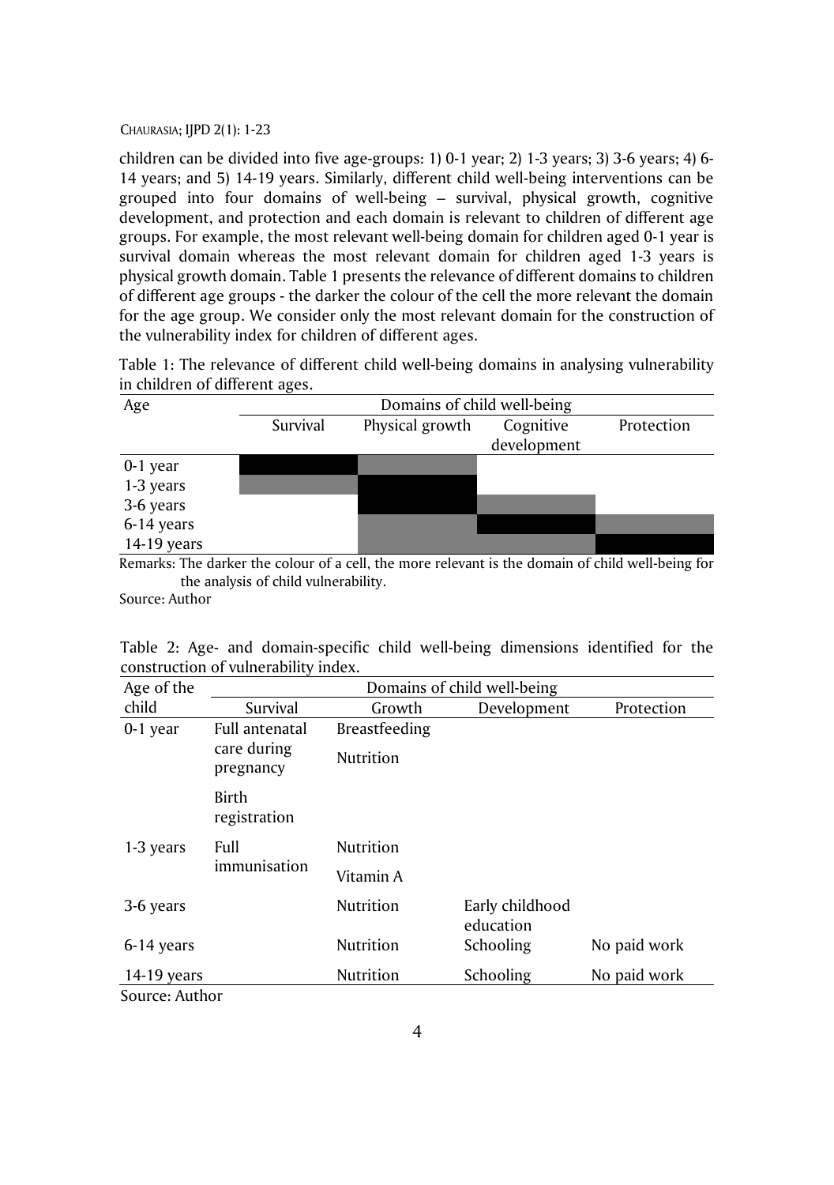children can be divided into five age-groups: 1) 0-1 year; 2) 1-3 years; 3) 3-6 years; 4) 6-14 years; and 5) 14-19 years. Similarly, different child well-being interventions can be grouped into four domains of well-being – survival, physical growth, cognitive development, and protection and each domain is relevant to children of different age groups. For example, the most relevant well-being domain for children aged 0-1 year is survival domain whereas the most relevant domain for children aged 1-3 years is physical growth domain. Table 1 presents the relevance of different domains to children of different age groups - the darker the colour of the cell the more relevant the domain for the age group. We consider only the most relevant domain for the construction of the vulnerability index for children of different ages.

Table 1: The relevance of different child well-being domains in analysing vulnerability in children of different ages.

| Age | Domains of child well-being | | | |
|---|---|---|---|---|
| | Survival | Physical growth | Cognitive development | Protection |
| 0-1 year | | | | |
| 1-3 years | | | | |
| 3-6 years | | | | |
| 6-14 years | | | | |
| 14-19 years | | | | |

Remarks: The darker the colour of a cell, the more relevant is the domain of child well-being for the analysis of child vulnerability.

Source: Author

Table 2: Age- and domain-specific child well-being dimensions identified for the construction of vulnerability index.

| Age of the child | Domains of child well-being | | | |
|---|---|---|---|---|
| | Survival | Growth | Development | Protection |
| 0-1 year | Full antenatal care during pregnancy | Breastfeeding | | |
| | | Nutrition | | |
| | Birth registration | | | |
| 1-3 years | Full immunisation | Nutrition | | |
| | | Vitamin A | | |
| 3-6 years | | Nutrition | Early childhood education | |
| 6-14 years | | Nutrition | Schooling | No paid work |
| 14-19 years | | Nutrition | Schooling | No paid work |

Source: Author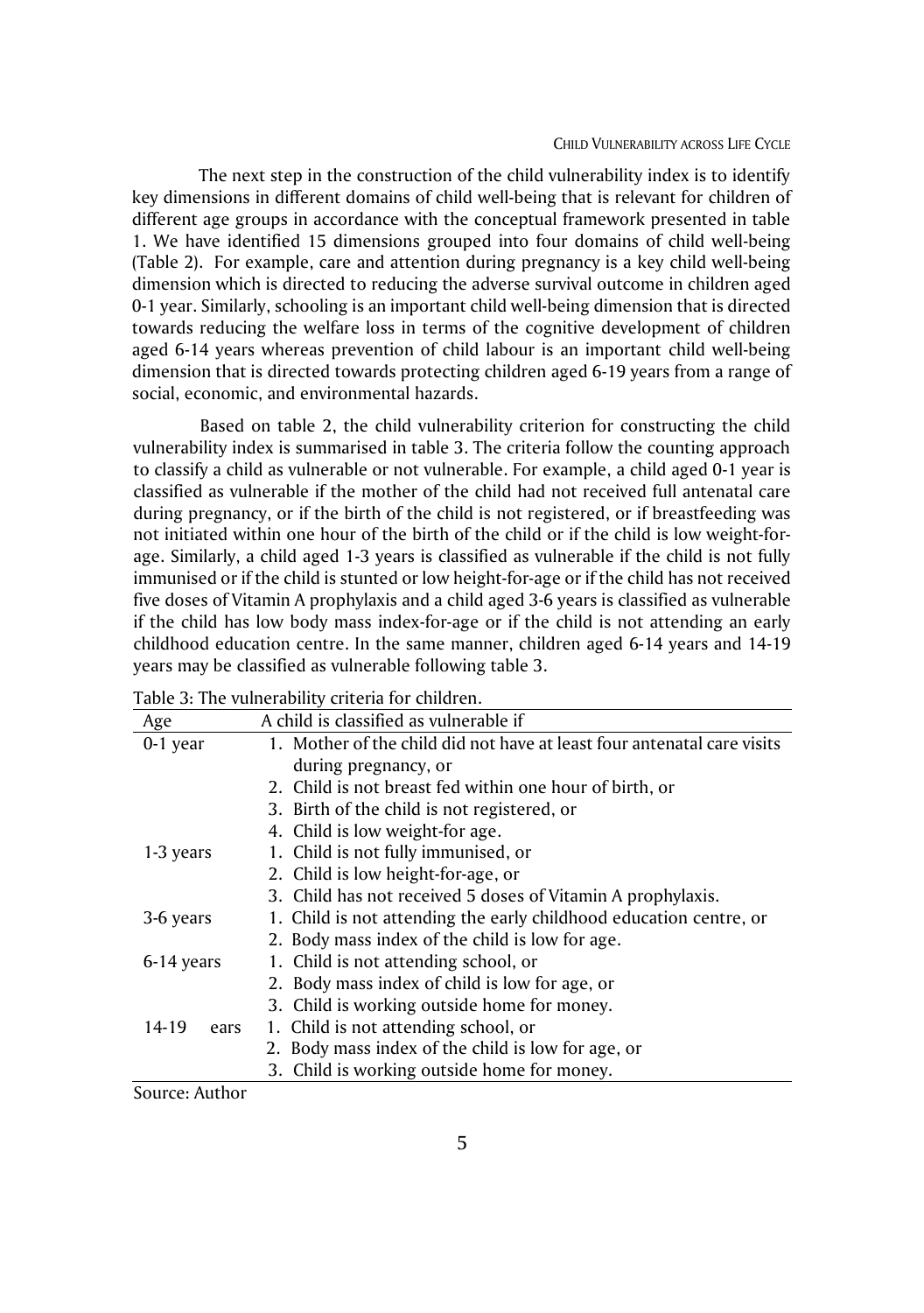The next step in the construction of the child vulnerability index is to identify key dimensions in different domains of child well-being that is relevant for children of different age groups in accordance with the conceptual framework presented in table 1. We have identified 15 dimensions grouped into four domains of child well-being (Table 2). For example, care and attention during pregnancy is a key child well-being dimension which is directed to reducing the adverse survival outcome in children aged 0-1 year. Similarly, schooling is an important child well-being dimension that is directed towards reducing the welfare loss in terms of the cognitive development of children aged 6-14 years whereas prevention of child labour is an important child well-being dimension that is directed towards protecting children aged 6-19 years from a range of social, economic, and environmental hazards.

Based on table 2, the child vulnerability criterion for constructing the child vulnerability index is summarised in table 3. The criteria follow the counting approach to classify a child as vulnerable or not vulnerable. For example, a child aged 0-1 year is classified as vulnerable if the mother of the child had not received full antenatal care during pregnancy, or if the birth of the child is not registered, or if breastfeeding was not initiated within one hour of the birth of the child or if the child is low weight-for-age. Similarly, a child aged 1-3 years is classified as vulnerable if the child is not fully immunised or if the child is stunted or low height-for-age or if the child has not received five doses of Vitamin A prophylaxis and a child aged 3-6 years is classified as vulnerable if the child has low body mass index-for-age or if the child is not attending an early childhood education centre. In the same manner, children aged 6-14 years and 14-19 years may be classified as vulnerable following table 3.

Table 3: The vulnerability criteria for children.

| Age | A child is classified as vulnerable if |
|---|---|
| 0-1 year | 1. Mother of the child did not have at least four antenatal care visits during pregnancy, or |
| | 2. Child is not breast fed within one hour of birth, or |
| | 3. Birth of the child is not registered, or |
| | 4. Child is low weight-for age. |
| 1-3 years | 1. Child is not fully immunised, or |
| | 2. Child is low height-for-age, or |
| | 3. Child has not received 5 doses of Vitamin A prophylaxis. |
| 3-6 years | 1. Child is not attending the early childhood education centre, or |
| | 2. Body mass index of the child is low for age. |
| 6-14 years | 1. Child is not attending school, or |
| | 2. Body mass index of child is low for age, or |
| | 3. Child is working outside home for money. |
| 14-19 ears | 1. Child is not attending school, or |
| | 2. Body mass index of the child is low for age, or |
| | 3. Child is working outside home for money. |

Source: Author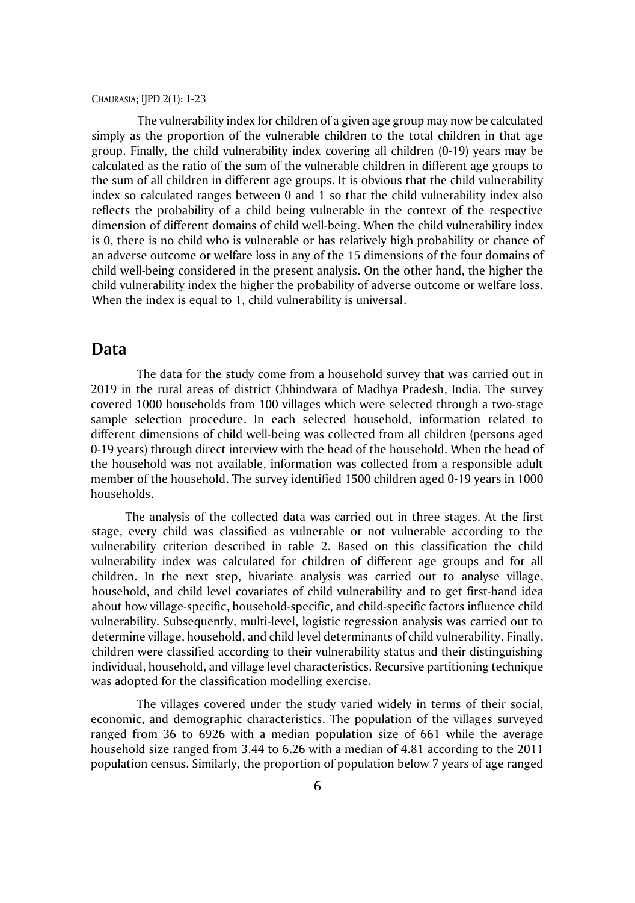The vulnerability index for children of a given age group may now be calculated simply as the proportion of the vulnerable children to the total children in that age group. Finally, the child vulnerability index covering all children (0-19) years may be calculated as the ratio of the sum of the vulnerable children in different age groups to the sum of all children in different age groups. It is obvious that the child vulnerability index so calculated ranges between 0 and 1 so that the child vulnerability index also reflects the probability of a child being vulnerable in the context of the respective dimension of different domains of child well-being. When the child vulnerability index is 0, there is no child who is vulnerable or has relatively high probability or chance of an adverse outcome or welfare loss in any of the 15 dimensions of the four domains of child well-being considered in the present analysis. On the other hand, the higher the child vulnerability index the higher the probability of adverse outcome or welfare loss. When the index is equal to 1, child vulnerability is universal.

## Data

The data for the study come from a household survey that was carried out in 2019 in the rural areas of district Chhindwara of Madhya Pradesh, India. The survey covered 1000 households from 100 villages which were selected through a two-stage sample selection procedure. In each selected household, information related to different dimensions of child well-being was collected from all children (persons aged 0-19 years) through direct interview with the head of the household. When the head of the household was not available, information was collected from a responsible adult member of the household. The survey identified 1500 children aged 0-19 years in 1000 households.

The analysis of the collected data was carried out in three stages. At the first stage, every child was classified as vulnerable or not vulnerable according to the vulnerability criterion described in table 2. Based on this classification the child vulnerability index was calculated for children of different age groups and for all children. In the next step, bivariate analysis was carried out to analyse village, household, and child level covariates of child vulnerability and to get first-hand idea about how village-specific, household-specific, and child-specific factors influence child vulnerability. Subsequently, multi-level, logistic regression analysis was carried out to determine village, household, and child level determinants of child vulnerability. Finally, children were classified according to their vulnerability status and their distinguishing individual, household, and village level characteristics. Recursive partitioning technique was adopted for the classification modelling exercise.

The villages covered under the study varied widely in terms of their social, economic, and demographic characteristics. The population of the villages surveyed ranged from 36 to 6926 with a median population size of 661 while the average household size ranged from 3.44 to 6.26 with a median of 4.81 according to the 2011 population census. Similarly, the proportion of population below 7 years of age ranged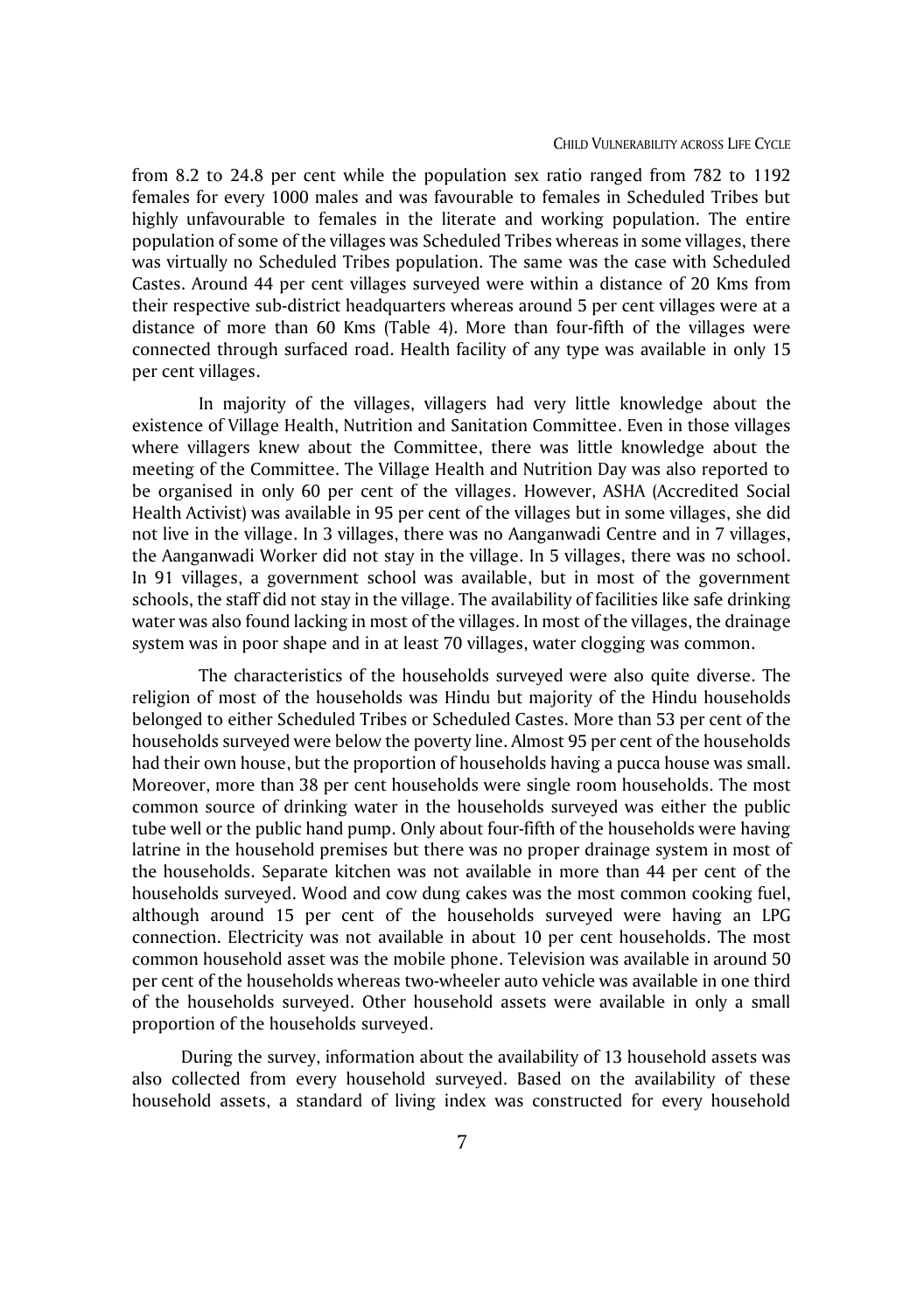from 8.2 to 24.8 per cent while the population sex ratio ranged from 782 to 1192 females for every 1000 males and was favourable to females in Scheduled Tribes but highly unfavourable to females in the literate and working population. The entire population of some of the villages was Scheduled Tribes whereas in some villages, there was virtually no Scheduled Tribes population. The same was the case with Scheduled Castes. Around 44 per cent villages surveyed were within a distance of 20 Kms from their respective sub-district headquarters whereas around 5 per cent villages were at a distance of more than 60 Kms (Table 4). More than four-fifth of the villages were connected through surfaced road. Health facility of any type was available in only 15 per cent villages.

In majority of the villages, villagers had very little knowledge about the existence of Village Health, Nutrition and Sanitation Committee. Even in those villages where villagers knew about the Committee, there was little knowledge about the meeting of the Committee. The Village Health and Nutrition Day was also reported to be organised in only 60 per cent of the villages. However, ASHA (Accredited Social Health Activist) was available in 95 per cent of the villages but in some villages, she did not live in the village. In 3 villages, there was no Aanganwadi Centre and in 7 villages, the Aanganwadi Worker did not stay in the village. In 5 villages, there was no school. In 91 villages, a government school was available, but in most of the government schools, the staff did not stay in the village. The availability of facilities like safe drinking water was also found lacking in most of the villages. In most of the villages, the drainage system was in poor shape and in at least 70 villages, water clogging was common.

The characteristics of the households surveyed were also quite diverse. The religion of most of the households was Hindu but majority of the Hindu households belonged to either Scheduled Tribes or Scheduled Castes. More than 53 per cent of the households surveyed were below the poverty line. Almost 95 per cent of the households had their own house, but the proportion of households having a pucca house was small. Moreover, more than 38 per cent households were single room households. The most common source of drinking water in the households surveyed was either the public tube well or the public hand pump. Only about four-fifth of the households were having latrine in the household premises but there was no proper drainage system in most of the households. Separate kitchen was not available in more than 44 per cent of the households surveyed. Wood and cow dung cakes was the most common cooking fuel, although around 15 per cent of the households surveyed were having an LPG connection. Electricity was not available in about 10 per cent households. The most common household asset was the mobile phone. Television was available in around 50 per cent of the households whereas two-wheeler auto vehicle was available in one third of the households surveyed. Other household assets were available in only a small proportion of the households surveyed.

During the survey, information about the availability of 13 household assets was also collected from every household surveyed. Based on the availability of these household assets, a standard of living index was constructed for every household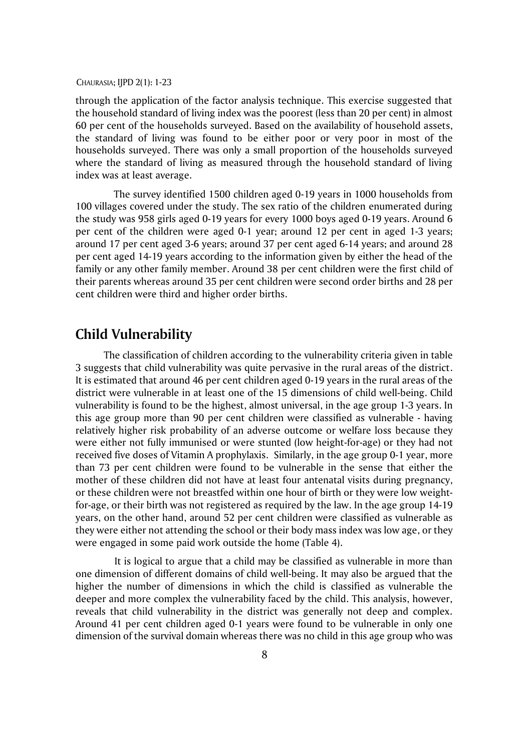through the application of the factor analysis technique. This exercise suggested that the household standard of living index was the poorest (less than 20 per cent) in almost 60 per cent of the households surveyed. Based on the availability of household assets, the standard of living was found to be either poor or very poor in most of the households surveyed. There was only a small proportion of the households surveyed where the standard of living as measured through the household standard of living index was at least average.

The survey identified 1500 children aged 0-19 years in 1000 households from 100 villages covered under the study. The sex ratio of the children enumerated during the study was 958 girls aged 0-19 years for every 1000 boys aged 0-19 years. Around 6 per cent of the children were aged 0-1 year; around 12 per cent in aged 1-3 years; around 17 per cent aged 3-6 years; around 37 per cent aged 6-14 years; and around 28 per cent aged 14-19 years according to the information given by either the head of the family or any other family member. Around 38 per cent children were the first child of their parents whereas around 35 per cent children were second order births and 28 per cent children were third and higher order births.

## Child Vulnerability

The classification of children according to the vulnerability criteria given in table 3 suggests that child vulnerability was quite pervasive in the rural areas of the district. It is estimated that around 46 per cent children aged 0-19 years in the rural areas of the district were vulnerable in at least one of the 15 dimensions of child well-being. Child vulnerability is found to be the highest, almost universal, in the age group 1-3 years. In this age group more than 90 per cent children were classified as vulnerable - having relatively higher risk probability of an adverse outcome or welfare loss because they were either not fully immunised or were stunted (low height-for-age) or they had not received five doses of Vitamin A prophylaxis. Similarly, in the age group 0-1 year, more than 73 per cent children were found to be vulnerable in the sense that either the mother of these children did not have at least four antenatal visits during pregnancy, or these children were not breastfed within one hour of birth or they were low weight-for-age, or their birth was not registered as required by the law. In the age group 14-19 years, on the other hand, around 52 per cent children were classified as vulnerable as they were either not attending the school or their body mass index was low age, or they were engaged in some paid work outside the home (Table 4).

It is logical to argue that a child may be classified as vulnerable in more than one dimension of different domains of child well-being. It may also be argued that the higher the number of dimensions in which the child is classified as vulnerable the deeper and more complex the vulnerability faced by the child. This analysis, however, reveals that child vulnerability in the district was generally not deep and complex. Around 41 per cent children aged 0-1 years were found to be vulnerable in only one dimension of the survival domain whereas there was no child in this age group who was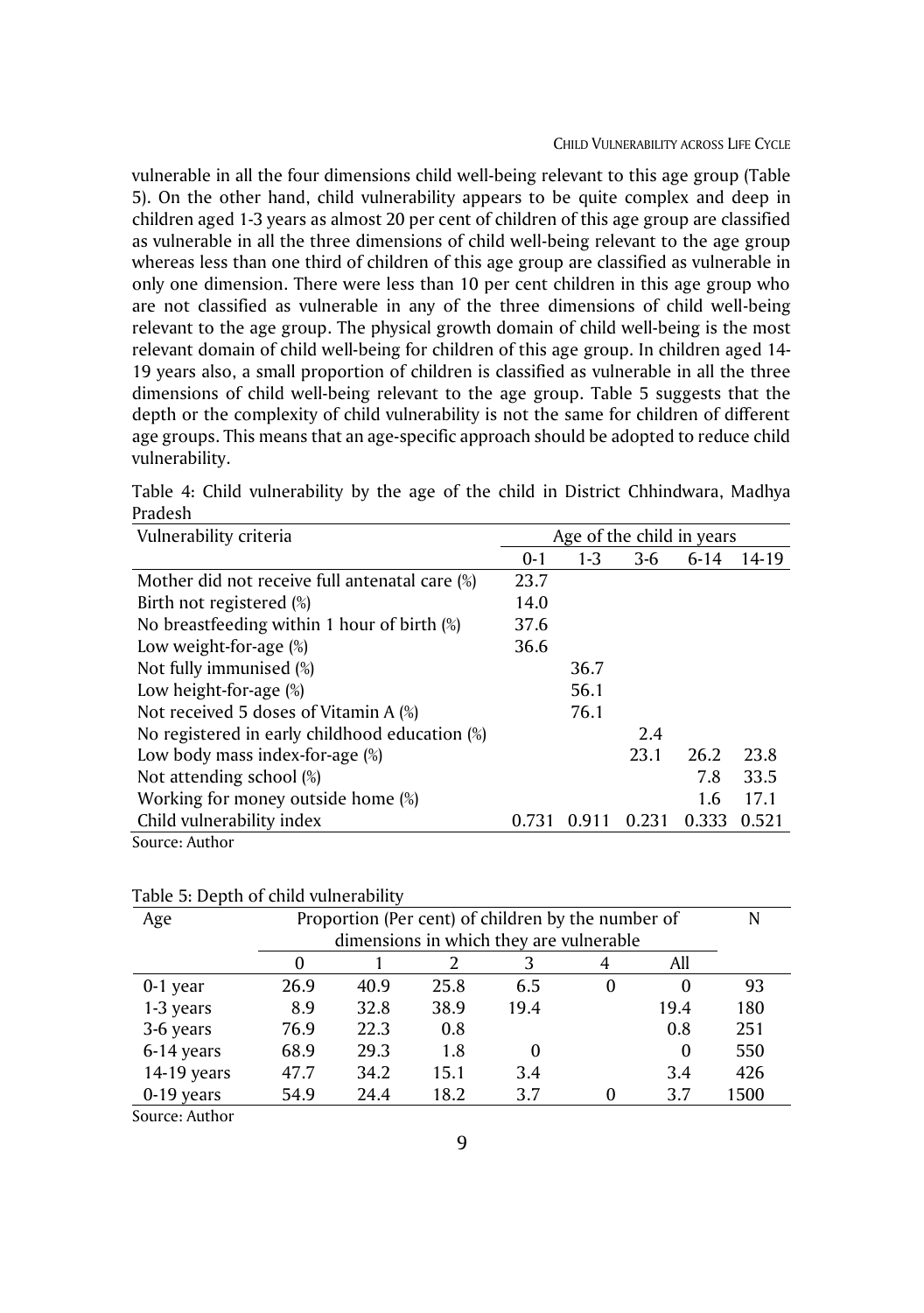vulnerable in all the four dimensions child well-being relevant to this age group (Table 5). On the other hand, child vulnerability appears to be quite complex and deep in children aged 1-3 years as almost 20 per cent of children of this age group are classified as vulnerable in all the three dimensions of child well-being relevant to the age group whereas less than one third of children of this age group are classified as vulnerable in only one dimension. There were less than 10 per cent children in this age group who are not classified as vulnerable in any of the three dimensions of child well-being relevant to the age group. The physical growth domain of child well-being is the most relevant domain of child well-being for children of this age group. In children aged 14-19 years also, a small proportion of children is classified as vulnerable in all the three dimensions of child well-being relevant to the age group. Table 5 suggests that the depth or the complexity of child vulnerability is not the same for children of different age groups. This means that an age-specific approach should be adopted to reduce child vulnerability.

Table 4: Child vulnerability by the age of the child in District Chhindwara, Madhya Pradesh

| Vulnerability criteria | Age of the child in years | | | | |
|---|---|---|---|---|---|
| | 0-1 | 1-3 | 3-6 | 6-14 | 14-19 |
| Mother did not receive full antenatal care (%) | 23.7 | | | | |
| Birth not registered (%) | 14.0 | | | | |
| No breastfeeding within 1 hour of birth (%) | 37.6 | | | | |
| Low weight-for-age (%) | 36.6 | | | | |
| Not fully immunised (%) | | 36.7 | | | |
| Low height-for-age (%) | | 56.1 | | | |
| Not received 5 doses of Vitamin A (%) | | 76.1 | | | |
| No registered in early childhood education (%) | | | 2.4 | | |
| Low body mass index-for-age (%) | | | 23.1 | 26.2 | 23.8 |
| Not attending school (%) | | | | 7.8 | 33.5 |
| Working for money outside home (%) | | | | 1.6 | 17.1 |
| Child vulnerability index | 0.731 | 0.911 | 0.231 | 0.333 | 0.521 |

Source: Author

Table 5: Depth of child vulnerability

| Age | Proportion (Per cent) of children by the number of dimensions in which they are vulnerable | | | | | | N |
|---|---|---|---|---|---|---|---|
| | 0 | 1 | 2 | 3 | 4 | All | |
| 0-1 year | 26.9 | 40.9 | 25.8 | 6.5 | 0 | 0 | 93 |
| 1-3 years | 8.9 | 32.8 | 38.9 | 19.4 | | 19.4 | 180 |
| 3-6 years | 76.9 | 22.3 | 0.8 | | | 0.8 | 251 |
| 6-14 years | 68.9 | 29.3 | 1.8 | 0 | | 0 | 550 |
| 14-19 years | 47.7 | 34.2 | 15.1 | 3.4 | | 3.4 | 426 |
| 0-19 years | 54.9 | 24.4 | 18.2 | 3.7 | 0 | 3.7 | 1500 |

Source: Author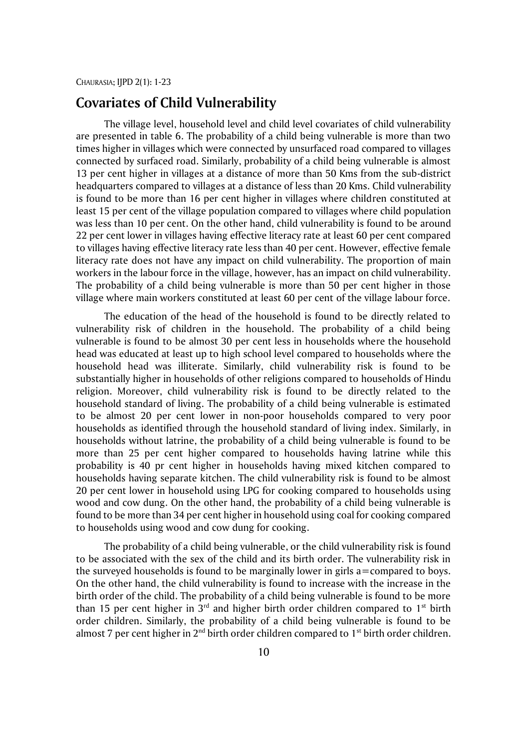## Covariates of Child Vulnerability

The village level, household level and child level covariates of child vulnerability are presented in table 6. The probability of a child being vulnerable is more than two times higher in villages which were connected by unsurfaced road compared to villages connected by surfaced road. Similarly, probability of a child being vulnerable is almost 13 per cent higher in villages at a distance of more than 50 Kms from the sub-district headquarters compared to villages at a distance of less than 20 Kms. Child vulnerability is found to be more than 16 per cent higher in villages where children constituted at least 15 per cent of the village population compared to villages where child population was less than 10 per cent. On the other hand, child vulnerability is found to be around 22 per cent lower in villages having effective literacy rate at least 60 per cent compared to villages having effective literacy rate less than 40 per cent. However, effective female literacy rate does not have any impact on child vulnerability. The proportion of main workers in the labour force in the village, however, has an impact on child vulnerability. The probability of a child being vulnerable is more than 50 per cent higher in those village where main workers constituted at least 60 per cent of the village labour force.

The education of the head of the household is found to be directly related to vulnerability risk of children in the household. The probability of a child being vulnerable is found to be almost 30 per cent less in households where the household head was educated at least up to high school level compared to households where the household head was illiterate. Similarly, child vulnerability risk is found to be substantially higher in households of other religions compared to households of Hindu religion. Moreover, child vulnerability risk is found to be directly related to the household standard of living. The probability of a child being vulnerable is estimated to be almost 20 per cent lower in non-poor households compared to very poor households as identified through the household standard of living index. Similarly, in households without latrine, the probability of a child being vulnerable is found to be more than 25 per cent higher compared to households having latrine while this probability is 40 pr cent higher in households having mixed kitchen compared to households having separate kitchen. The child vulnerability risk is found to be almost 20 per cent lower in household using LPG for cooking compared to households using wood and cow dung. On the other hand, the probability of a child being vulnerable is found to be more than 34 per cent higher in household using coal for cooking compared to households using wood and cow dung for cooking.

The probability of a child being vulnerable, or the child vulnerability risk is found to be associated with the sex of the child and its birth order. The vulnerability risk in the surveyed households is found to be marginally lower in girls a=compared to boys. On the other hand, the child vulnerability is found to increase with the increase in the birth order of the child. The probability of a child being vulnerable is found to be more than 15 per cent higher in 3rd and higher birth order children compared to 1st birth order children. Similarly, the probability of a child being vulnerable is found to be almost 7 per cent higher in 2nd birth order children compared to 1st birth order children.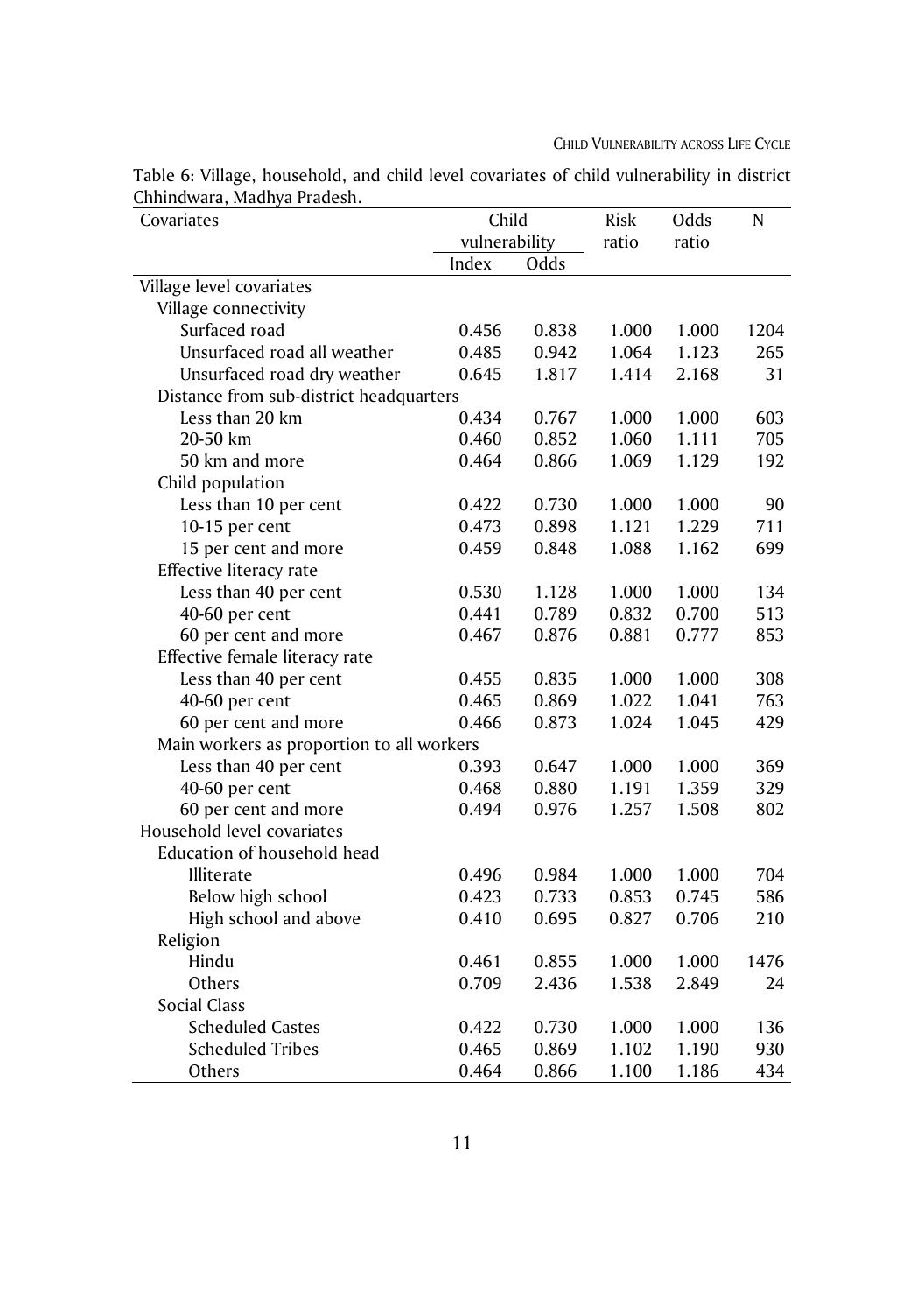Table 6: Village, household, and child level covariates of child vulnerability in district Chhindwara, Madhya Pradesh.

| Covariates | Child vulnerability | | Risk ratio | Odds ratio | N |
|---|---|---|---|---|---|
| | Index | Odds | | | |
| Village level covariates | | | | | |
| Village connectivity | | | | | |
| Surfaced road | 0.456 | 0.838 | 1.000 | 1.000 | 1204 |
| Unsurfaced road all weather | 0.485 | 0.942 | 1.064 | 1.123 | 265 |
| Unsurfaced road dry weather | 0.645 | 1.817 | 1.414 | 2.168 | 31 |
| Distance from sub-district headquarters | | | | | |
| Less than 20 km | 0.434 | 0.767 | 1.000 | 1.000 | 603 |
| 20-50 km | 0.460 | 0.852 | 1.060 | 1.111 | 705 |
| 50 km and more | 0.464 | 0.866 | 1.069 | 1.129 | 192 |
| Child population | | | | | |
| Less than 10 per cent | 0.422 | 0.730 | 1.000 | 1.000 | 90 |
| 10-15 per cent | 0.473 | 0.898 | 1.121 | 1.229 | 711 |
| 15 per cent and more | 0.459 | 0.848 | 1.088 | 1.162 | 699 |
| Effective literacy rate | | | | | |
| Less than 40 per cent | 0.530 | 1.128 | 1.000 | 1.000 | 134 |
| 40-60 per cent | 0.441 | 0.789 | 0.832 | 0.700 | 513 |
| 60 per cent and more | 0.467 | 0.876 | 0.881 | 0.777 | 853 |
| Effective female literacy rate | | | | | |
| Less than 40 per cent | 0.455 | 0.835 | 1.000 | 1.000 | 308 |
| 40-60 per cent | 0.465 | 0.869 | 1.022 | 1.041 | 763 |
| 60 per cent and more | 0.466 | 0.873 | 1.024 | 1.045 | 429 |
| Main workers as proportion to all workers | | | | | |
| Less than 40 per cent | 0.393 | 0.647 | 1.000 | 1.000 | 369 |
| 40-60 per cent | 0.468 | 0.880 | 1.191 | 1.359 | 329 |
| 60 per cent and more | 0.494 | 0.976 | 1.257 | 1.508 | 802 |
| Household level covariates | | | | | |
| Education of household head | | | | | |
| Illiterate | 0.496 | 0.984 | 1.000 | 1.000 | 704 |
| Below high school | 0.423 | 0.733 | 0.853 | 0.745 | 586 |
| High school and above | 0.410 | 0.695 | 0.827 | 0.706 | 210 |
| Religion | | | | | |
| Hindu | 0.461 | 0.855 | 1.000 | 1.000 | 1476 |
| Others | 0.709 | 2.436 | 1.538 | 2.849 | 24 |
| Social Class | | | | | |
| Scheduled Castes | 0.422 | 0.730 | 1.000 | 1.000 | 136 |
| Scheduled Tribes | 0.465 | 0.869 | 1.102 | 1.190 | 930 |
| Others | 0.464 | 0.866 | 1.100 | 1.186 | 434 |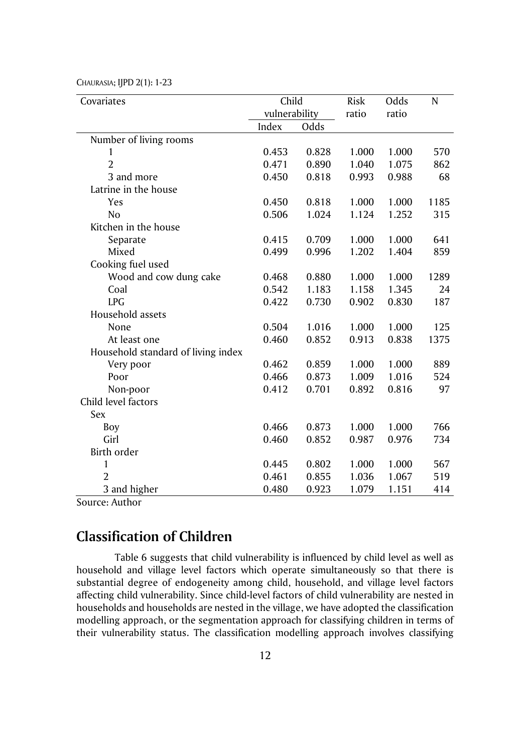| Covariates | Child vulnerability | | Risk ratio | Odds ratio | N |
|---|---|---|---|---|---|
| | Index | Odds | | | |
| Number of living rooms | | | | | |
| 1 | 0.453 | 0.828 | 1.000 | 1.000 | 570 |
| 2 | 0.471 | 0.890 | 1.040 | 1.075 | 862 |
| 3 and more | 0.450 | 0.818 | 0.993 | 0.988 | 68 |
| Latrine in the house | | | | | |
| Yes | 0.450 | 0.818 | 1.000 | 1.000 | 1185 |
| No | 0.506 | 1.024 | 1.124 | 1.252 | 315 |
| Kitchen in the house | | | | | |
| Separate | 0.415 | 0.709 | 1.000 | 1.000 | 641 |
| Mixed | 0.499 | 0.996 | 1.202 | 1.404 | 859 |
| Cooking fuel used | | | | | |
| Wood and cow dung cake | 0.468 | 0.880 | 1.000 | 1.000 | 1289 |
| Coal | 0.542 | 1.183 | 1.158 | 1.345 | 24 |
| LPG | 0.422 | 0.730 | 0.902 | 0.830 | 187 |
| Household assets | | | | | |
| None | 0.504 | 1.016 | 1.000 | 1.000 | 125 |
| At least one | 0.460 | 0.852 | 0.913 | 0.838 | 1375 |
| Household standard of living index | | | | | |
| Very poor | 0.462 | 0.859 | 1.000 | 1.000 | 889 |
| Poor | 0.466 | 0.873 | 1.009 | 1.016 | 524 |
| Non-poor | 0.412 | 0.701 | 0.892 | 0.816 | 97 |
| Child level factors | | | | | |
| Sex | | | | | |
| Boy | 0.466 | 0.873 | 1.000 | 1.000 | 766 |
| Girl | 0.460 | 0.852 | 0.987 | 0.976 | 734 |
| Birth order | | | | | |
| 1 | 0.445 | 0.802 | 1.000 | 1.000 | 567 |
| 2 | 0.461 | 0.855 | 1.036 | 1.067 | 519 |
| 3 and higher | 0.480 | 0.923 | 1.079 | 1.151 | 414 |

Source: Author

## Classification of Children

Table 6 suggests that child vulnerability is influenced by child level as well as household and village level factors which operate simultaneously so that there is substantial degree of endogeneity among child, household, and village level factors affecting child vulnerability. Since child-level factors of child vulnerability are nested in households and households are nested in the village, we have adopted the classification modelling approach, or the segmentation approach for classifying children in terms of their vulnerability status. The classification modelling approach involves classifying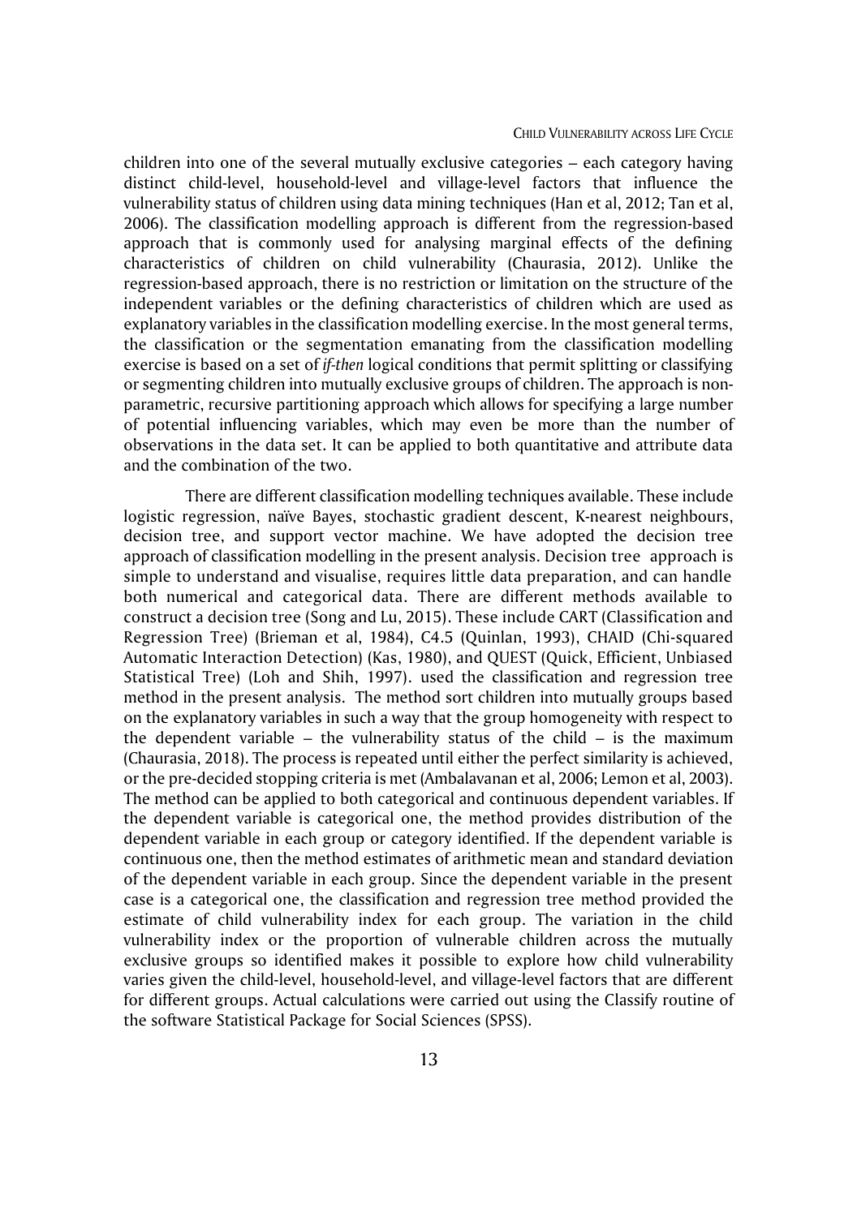children into one of the several mutually exclusive categories – each category having distinct child-level, household-level and village-level factors that influence the vulnerability status of children using data mining techniques (Han et al, 2012; Tan et al, 2006). The classification modelling approach is different from the regression-based approach that is commonly used for analysing marginal effects of the defining characteristics of children on child vulnerability (Chaurasia, 2012). Unlike the regression-based approach, there is no restriction or limitation on the structure of the independent variables or the defining characteristics of children which are used as explanatory variables in the classification modelling exercise. In the most general terms, the classification or the segmentation emanating from the classification modelling exercise is based on a set of *if-then* logical conditions that permit splitting or classifying or segmenting children into mutually exclusive groups of children. The approach is non-parametric, recursive partitioning approach which allows for specifying a large number of potential influencing variables, which may even be more than the number of observations in the data set. It can be applied to both quantitative and attribute data and the combination of the two.

There are different classification modelling techniques available. These include logistic regression, naïve Bayes, stochastic gradient descent, K-nearest neighbours, decision tree, and support vector machine. We have adopted the decision tree approach of classification modelling in the present analysis. Decision tree approach is simple to understand and visualise, requires little data preparation, and can handle both numerical and categorical data. There are different methods available to construct a decision tree (Song and Lu, 2015). These include CART (Classification and Regression Tree) (Brieman et al, 1984), C4.5 (Quinlan, 1993), CHAID (Chi-squared Automatic Interaction Detection) (Kas, 1980), and QUEST (Quick, Efficient, Unbiased Statistical Tree) (Loh and Shih, 1997). used the classification and regression tree method in the present analysis. The method sort children into mutually groups based on the explanatory variables in such a way that the group homogeneity with respect to the dependent variable – the vulnerability status of the child – is the maximum (Chaurasia, 2018). The process is repeated until either the perfect similarity is achieved, or the pre-decided stopping criteria is met (Ambalavanan et al, 2006; Lemon et al, 2003). The method can be applied to both categorical and continuous dependent variables. If the dependent variable is categorical one, the method provides distribution of the dependent variable in each group or category identified. If the dependent variable is continuous one, then the method estimates of arithmetic mean and standard deviation of the dependent variable in each group. Since the dependent variable in the present case is a categorical one, the classification and regression tree method provided the estimate of child vulnerability index for each group. The variation in the child vulnerability index or the proportion of vulnerable children across the mutually exclusive groups so identified makes it possible to explore how child vulnerability varies given the child-level, household-level, and village-level factors that are different for different groups. Actual calculations were carried out using the Classify routine of the software Statistical Package for Social Sciences (SPSS).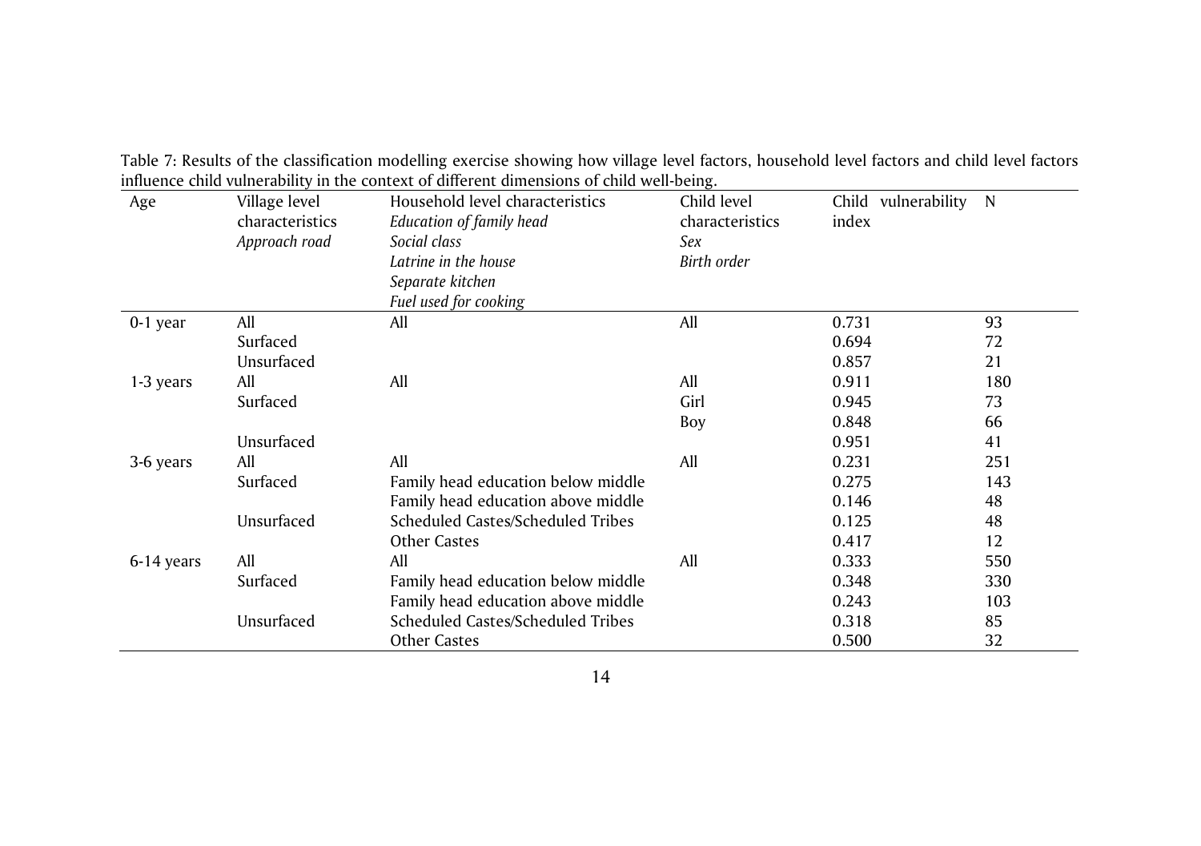Table 7: Results of the classification modelling exercise showing how village level factors, household level factors and child level factors influence child vulnerability in the context of different dimensions of child well-being.

| Age | Village level characteristics *Approach road* | Household level characteristics *Education of family head* *Social class* *Latrine in the house* *Separate kitchen* *Fuel used for cooking* | Child level characteristics *Sex* *Birth order* | Child vulnerability index | N |
|---|---|---|---|---|---|
| 0-1 year | All | All | All | 0.731 | 93 |
| | Surfaced | | | 0.694 | 72 |
| | Unsurfaced | | | 0.857 | 21 |
| 1-3 years | All | All | All | 0.911 | 180 |
| | Surfaced | | Girl | 0.945 | 73 |
| | | | Boy | 0.848 | 66 |
| | Unsurfaced | | | 0.951 | 41 |
| 3-6 years | All | All | All | 0.231 | 251 |
| | Surfaced | Family head education below middle | | 0.275 | 143 |
| | | Family head education above middle | | 0.146 | 48 |
| | Unsurfaced | Scheduled Castes/Scheduled Tribes | | 0.125 | 48 |
| | | Other Castes | | 0.417 | 12 |
| 6-14 years | All | All | All | 0.333 | 550 |
| | Surfaced | Family head education below middle | | 0.348 | 330 |
| | | Family head education above middle | | 0.243 | 103 |
| | Unsurfaced | Scheduled Castes/Scheduled Tribes | | 0.318 | 85 |
| | | Other Castes | | 0.500 | 32 |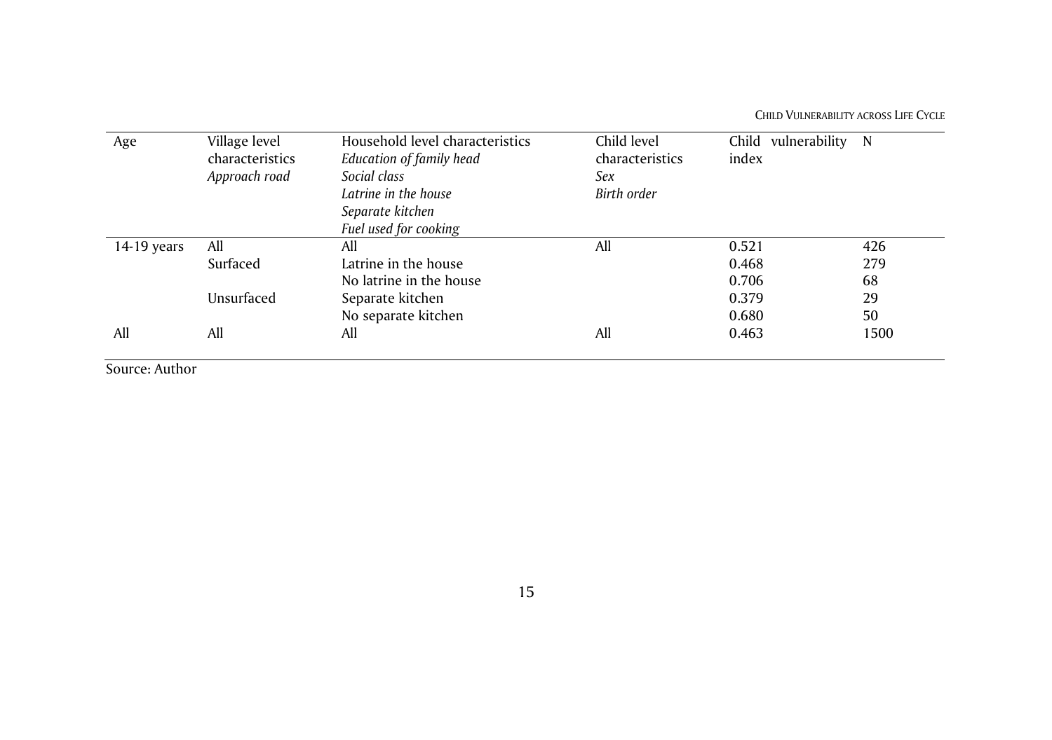| Age | Village level characteristics<br>*Approach road* | Household level characteristics<br>*Education of family head*<br>*Social class*<br>*Latrine in the house*<br>*Separate kitchen*<br>*Fuel used for cooking* | Child level characteristics<br>*Sex*<br>*Birth order* | Child vulnerability index | N |
|---|---|---|---|---|---|
| 14-19 years | All | All | All | 0.521 | 426 |
| | Surfaced | Latrine in the house | | 0.468 | 279 |
| | | No latrine in the house | | 0.706 | 68 |
| | Unsurfaced | Separate kitchen | | 0.379 | 29 |
| | | No separate kitchen | | 0.680 | 50 |
| All | All | All | All | 0.463 | 1500 |

Source: Author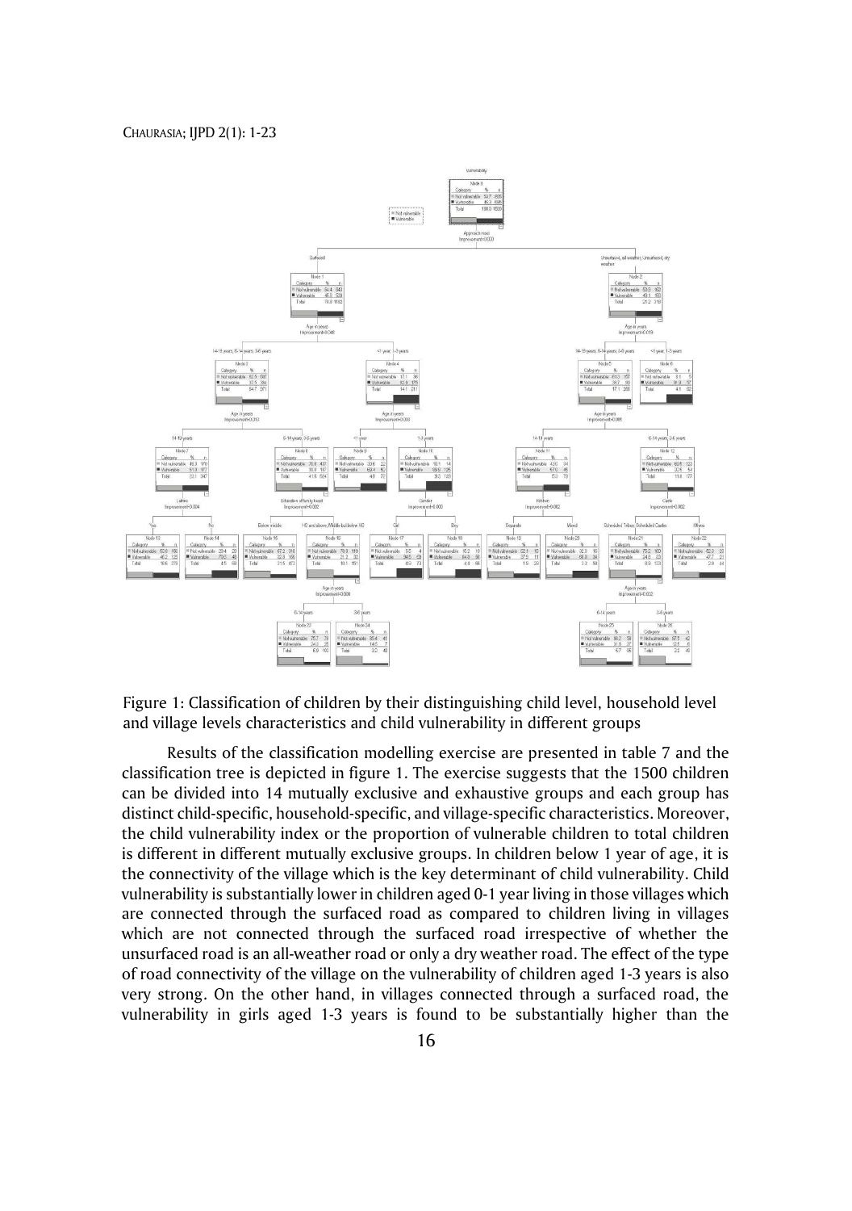Figure 1: Classification of children by their distinguishing child level, household level and village levels characteristics and child vulnerability in different groups

Results of the classification modelling exercise are presented in table 7 and the classification tree is depicted in figure 1. The exercise suggests that the 1500 children can be divided into 14 mutually exclusive and exhaustive groups and each group has distinct child-specific, household-specific, and village-specific characteristics. Moreover, the child vulnerability index or the proportion of vulnerable children to total children is different in different mutually exclusive groups. In children below 1 year of age, it is the connectivity of the village which is the key determinant of child vulnerability. Child vulnerability is substantially lower in children aged 0-1 year living in those villages which are connected through the surfaced road as compared to children living in villages which are not connected through the surfaced road irrespective of whether the unsurfaced road is an all-weather road or only a dry weather road. The effect of the type of road connectivity of the village on the vulnerability of children aged 1-3 years is also very strong. On the other hand, in villages connected through a surfaced road, the vulnerability in girls aged 1-3 years is found to be substantially higher than the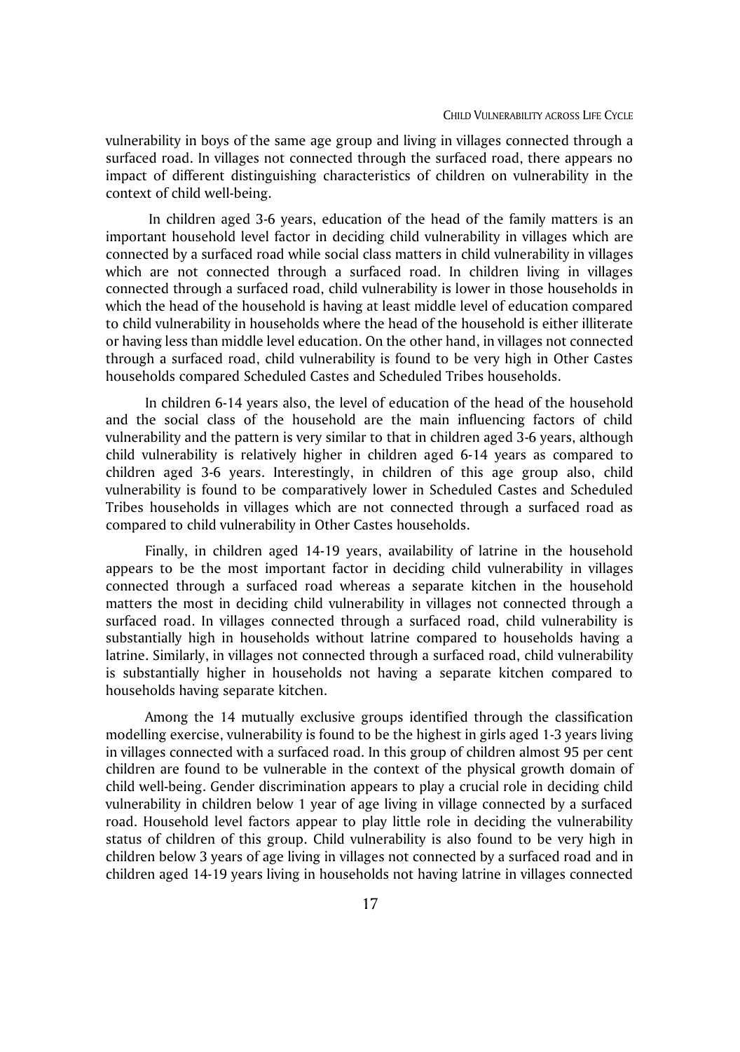vulnerability in boys of the same age group and living in villages connected through a surfaced road. In villages not connected through the surfaced road, there appears no impact of different distinguishing characteristics of children on vulnerability in the context of child well-being.

In children aged 3-6 years, education of the head of the family matters is an important household level factor in deciding child vulnerability in villages which are connected by a surfaced road while social class matters in child vulnerability in villages which are not connected through a surfaced road. In children living in villages connected through a surfaced road, child vulnerability is lower in those households in which the head of the household is having at least middle level of education compared to child vulnerability in households where the head of the household is either illiterate or having less than middle level education. On the other hand, in villages not connected through a surfaced road, child vulnerability is found to be very high in Other Castes households compared Scheduled Castes and Scheduled Tribes households.

In children 6-14 years also, the level of education of the head of the household and the social class of the household are the main influencing factors of child vulnerability and the pattern is very similar to that in children aged 3-6 years, although child vulnerability is relatively higher in children aged 6-14 years as compared to children aged 3-6 years. Interestingly, in children of this age group also, child vulnerability is found to be comparatively lower in Scheduled Castes and Scheduled Tribes households in villages which are not connected through a surfaced road as compared to child vulnerability in Other Castes households.

Finally, in children aged 14-19 years, availability of latrine in the household appears to be the most important factor in deciding child vulnerability in villages connected through a surfaced road whereas a separate kitchen in the household matters the most in deciding child vulnerability in villages not connected through a surfaced road. In villages connected through a surfaced road, child vulnerability is substantially high in households without latrine compared to households having a latrine. Similarly, in villages not connected through a surfaced road, child vulnerability is substantially higher in households not having a separate kitchen compared to households having separate kitchen.

Among the 14 mutually exclusive groups identified through the classification modelling exercise, vulnerability is found to be the highest in girls aged 1-3 years living in villages connected with a surfaced road. In this group of children almost 95 per cent children are found to be vulnerable in the context of the physical growth domain of child well-being. Gender discrimination appears to play a crucial role in deciding child vulnerability in children below 1 year of age living in village connected by a surfaced road. Household level factors appear to play little role in deciding the vulnerability status of children of this group. Child vulnerability is also found to be very high in children below 3 years of age living in villages not connected by a surfaced road and in children aged 14-19 years living in households not having latrine in villages connected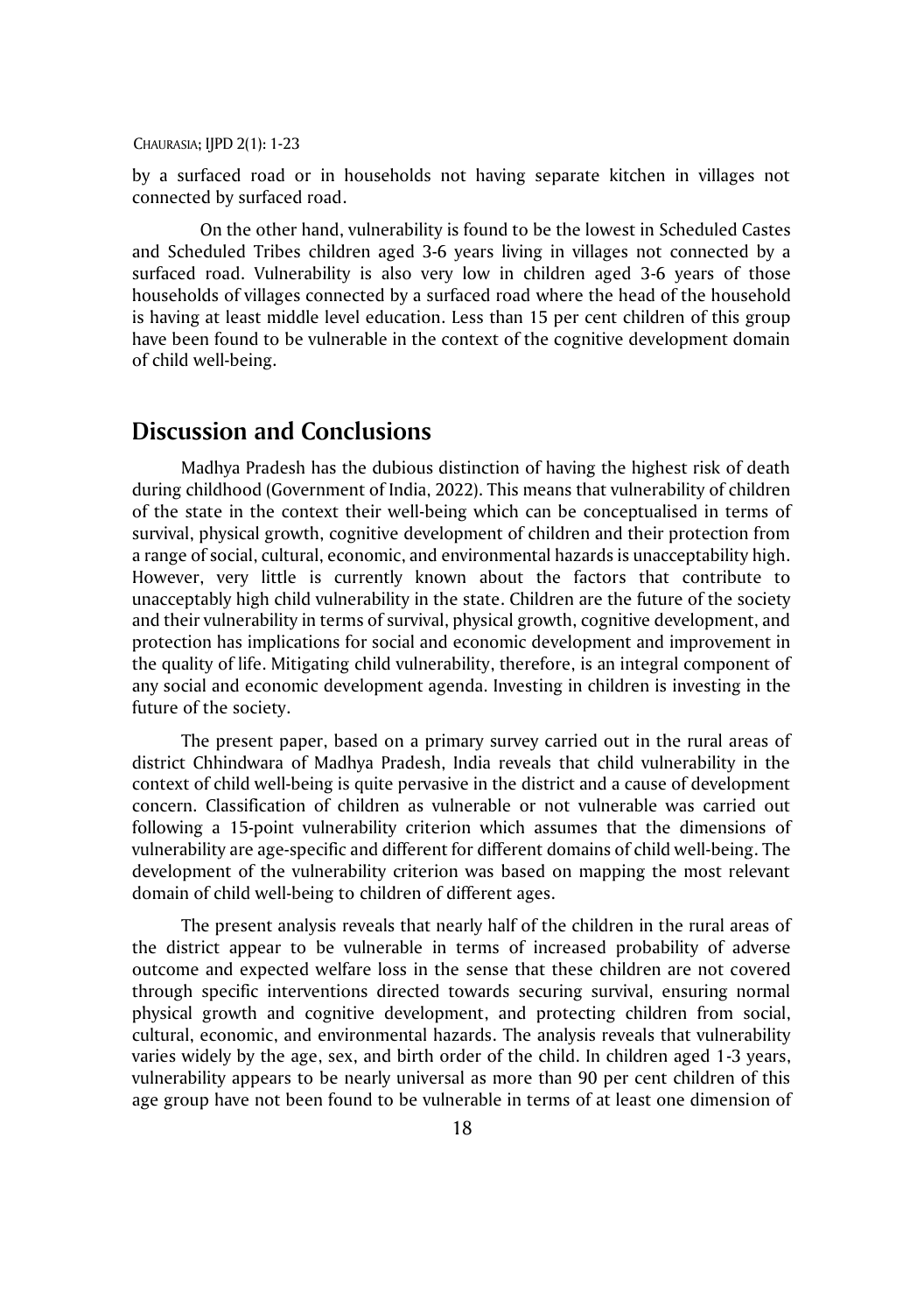by a surfaced road or in households not having separate kitchen in villages not connected by surfaced road.

On the other hand, vulnerability is found to be the lowest in Scheduled Castes and Scheduled Tribes children aged 3-6 years living in villages not connected by a surfaced road. Vulnerability is also very low in children aged 3-6 years of those households of villages connected by a surfaced road where the head of the household is having at least middle level education. Less than 15 per cent children of this group have been found to be vulnerable in the context of the cognitive development domain of child well-being.

## Discussion and Conclusions

Madhya Pradesh has the dubious distinction of having the highest risk of death during childhood (Government of India, 2022). This means that vulnerability of children of the state in the context their well-being which can be conceptualised in terms of survival, physical growth, cognitive development of children and their protection from a range of social, cultural, economic, and environmental hazards is unacceptability high. However, very little is currently known about the factors that contribute to unacceptably high child vulnerability in the state. Children are the future of the society and their vulnerability in terms of survival, physical growth, cognitive development, and protection has implications for social and economic development and improvement in the quality of life. Mitigating child vulnerability, therefore, is an integral component of any social and economic development agenda. Investing in children is investing in the future of the society.

The present paper, based on a primary survey carried out in the rural areas of district Chhindwara of Madhya Pradesh, India reveals that child vulnerability in the context of child well-being is quite pervasive in the district and a cause of development concern. Classification of children as vulnerable or not vulnerable was carried out following a 15-point vulnerability criterion which assumes that the dimensions of vulnerability are age-specific and different for different domains of child well-being. The development of the vulnerability criterion was based on mapping the most relevant domain of child well-being to children of different ages.

The present analysis reveals that nearly half of the children in the rural areas of the district appear to be vulnerable in terms of increased probability of adverse outcome and expected welfare loss in the sense that these children are not covered through specific interventions directed towards securing survival, ensuring normal physical growth and cognitive development, and protecting children from social, cultural, economic, and environmental hazards. The analysis reveals that vulnerability varies widely by the age, sex, and birth order of the child. In children aged 1-3 years, vulnerability appears to be nearly universal as more than 90 per cent children of this age group have not been found to be vulnerable in terms of at least one dimension of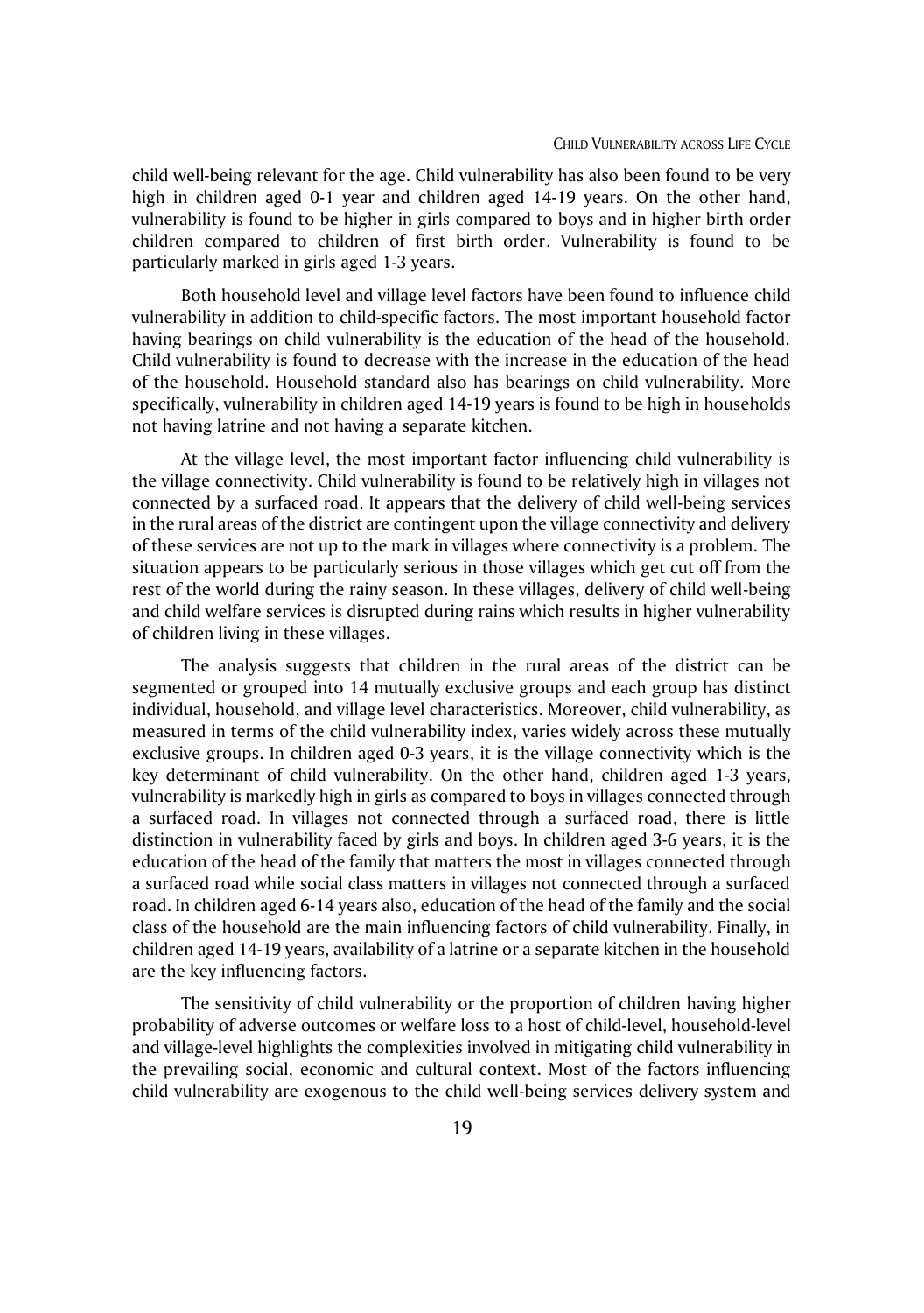child well-being relevant for the age. Child vulnerability has also been found to be very high in children aged 0-1 year and children aged 14-19 years. On the other hand, vulnerability is found to be higher in girls compared to boys and in higher birth order children compared to children of first birth order. Vulnerability is found to be particularly marked in girls aged 1-3 years.

Both household level and village level factors have been found to influence child vulnerability in addition to child-specific factors. The most important household factor having bearings on child vulnerability is the education of the head of the household. Child vulnerability is found to decrease with the increase in the education of the head of the household. Household standard also has bearings on child vulnerability. More specifically, vulnerability in children aged 14-19 years is found to be high in households not having latrine and not having a separate kitchen.

At the village level, the most important factor influencing child vulnerability is the village connectivity. Child vulnerability is found to be relatively high in villages not connected by a surfaced road. It appears that the delivery of child well-being services in the rural areas of the district are contingent upon the village connectivity and delivery of these services are not up to the mark in villages where connectivity is a problem. The situation appears to be particularly serious in those villages which get cut off from the rest of the world during the rainy season. In these villages, delivery of child well-being and child welfare services is disrupted during rains which results in higher vulnerability of children living in these villages.

The analysis suggests that children in the rural areas of the district can be segmented or grouped into 14 mutually exclusive groups and each group has distinct individual, household, and village level characteristics. Moreover, child vulnerability, as measured in terms of the child vulnerability index, varies widely across these mutually exclusive groups. In children aged 0-3 years, it is the village connectivity which is the key determinant of child vulnerability. On the other hand, children aged 1-3 years, vulnerability is markedly high in girls as compared to boys in villages connected through a surfaced road. In villages not connected through a surfaced road, there is little distinction in vulnerability faced by girls and boys. In children aged 3-6 years, it is the education of the head of the family that matters the most in villages connected through a surfaced road while social class matters in villages not connected through a surfaced road. In children aged 6-14 years also, education of the head of the family and the social class of the household are the main influencing factors of child vulnerability. Finally, in children aged 14-19 years, availability of a latrine or a separate kitchen in the household are the key influencing factors.

The sensitivity of child vulnerability or the proportion of children having higher probability of adverse outcomes or welfare loss to a host of child-level, household-level and village-level highlights the complexities involved in mitigating child vulnerability in the prevailing social, economic and cultural context. Most of the factors influencing child vulnerability are exogenous to the child well-being services delivery system and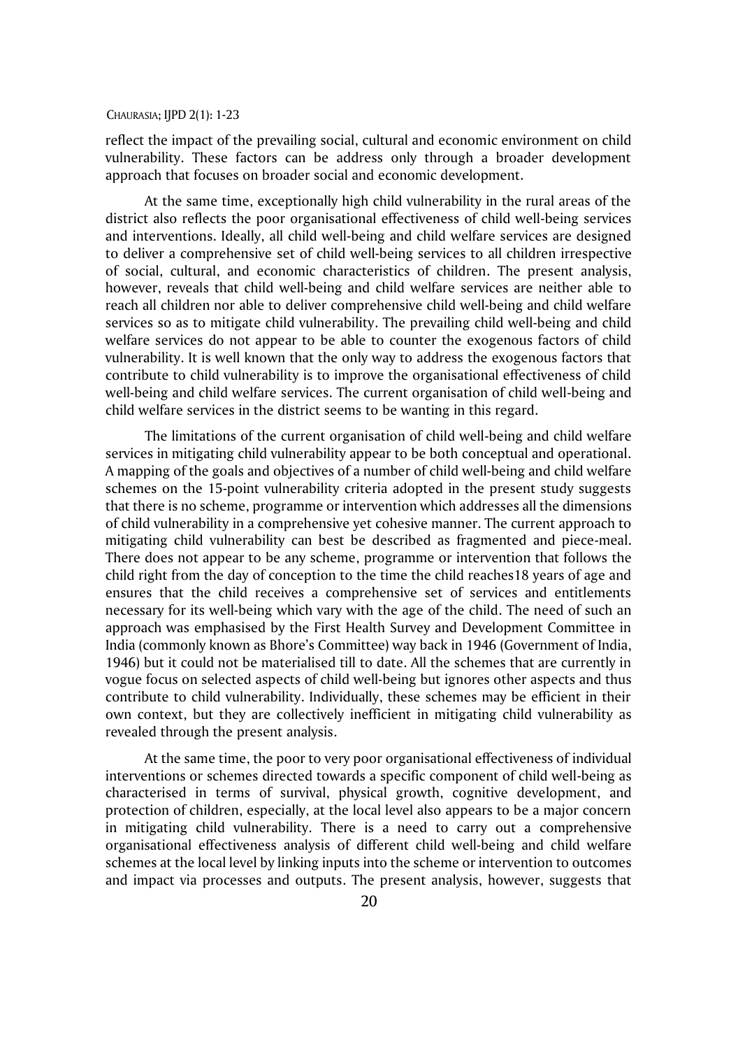reflect the impact of the prevailing social, cultural and economic environment on child vulnerability. These factors can be address only through a broader development approach that focuses on broader social and economic development.

At the same time, exceptionally high child vulnerability in the rural areas of the district also reflects the poor organisational effectiveness of child well-being services and interventions. Ideally, all child well-being and child welfare services are designed to deliver a comprehensive set of child well-being services to all children irrespective of social, cultural, and economic characteristics of children. The present analysis, however, reveals that child well-being and child welfare services are neither able to reach all children nor able to deliver comprehensive child well-being and child welfare services so as to mitigate child vulnerability. The prevailing child well-being and child welfare services do not appear to be able to counter the exogenous factors of child vulnerability. It is well known that the only way to address the exogenous factors that contribute to child vulnerability is to improve the organisational effectiveness of child well-being and child welfare services. The current organisation of child well-being and child welfare services in the district seems to be wanting in this regard.

The limitations of the current organisation of child well-being and child welfare services in mitigating child vulnerability appear to be both conceptual and operational. A mapping of the goals and objectives of a number of child well-being and child welfare schemes on the 15-point vulnerability criteria adopted in the present study suggests that there is no scheme, programme or intervention which addresses all the dimensions of child vulnerability in a comprehensive yet cohesive manner. The current approach to mitigating child vulnerability can best be described as fragmented and piece-meal. There does not appear to be any scheme, programme or intervention that follows the child right from the day of conception to the time the child reaches18 years of age and ensures that the child receives a comprehensive set of services and entitlements necessary for its well-being which vary with the age of the child. The need of such an approach was emphasised by the First Health Survey and Development Committee in India (commonly known as Bhore's Committee) way back in 1946 (Government of India, 1946) but it could not be materialised till to date. All the schemes that are currently in vogue focus on selected aspects of child well-being but ignores other aspects and thus contribute to child vulnerability. Individually, these schemes may be efficient in their own context, but they are collectively inefficient in mitigating child vulnerability as revealed through the present analysis.

At the same time, the poor to very poor organisational effectiveness of individual interventions or schemes directed towards a specific component of child well-being as characterised in terms of survival, physical growth, cognitive development, and protection of children, especially, at the local level also appears to be a major concern in mitigating child vulnerability. There is a need to carry out a comprehensive organisational effectiveness analysis of different child well-being and child welfare schemes at the local level by linking inputs into the scheme or intervention to outcomes and impact via processes and outputs. The present analysis, however, suggests that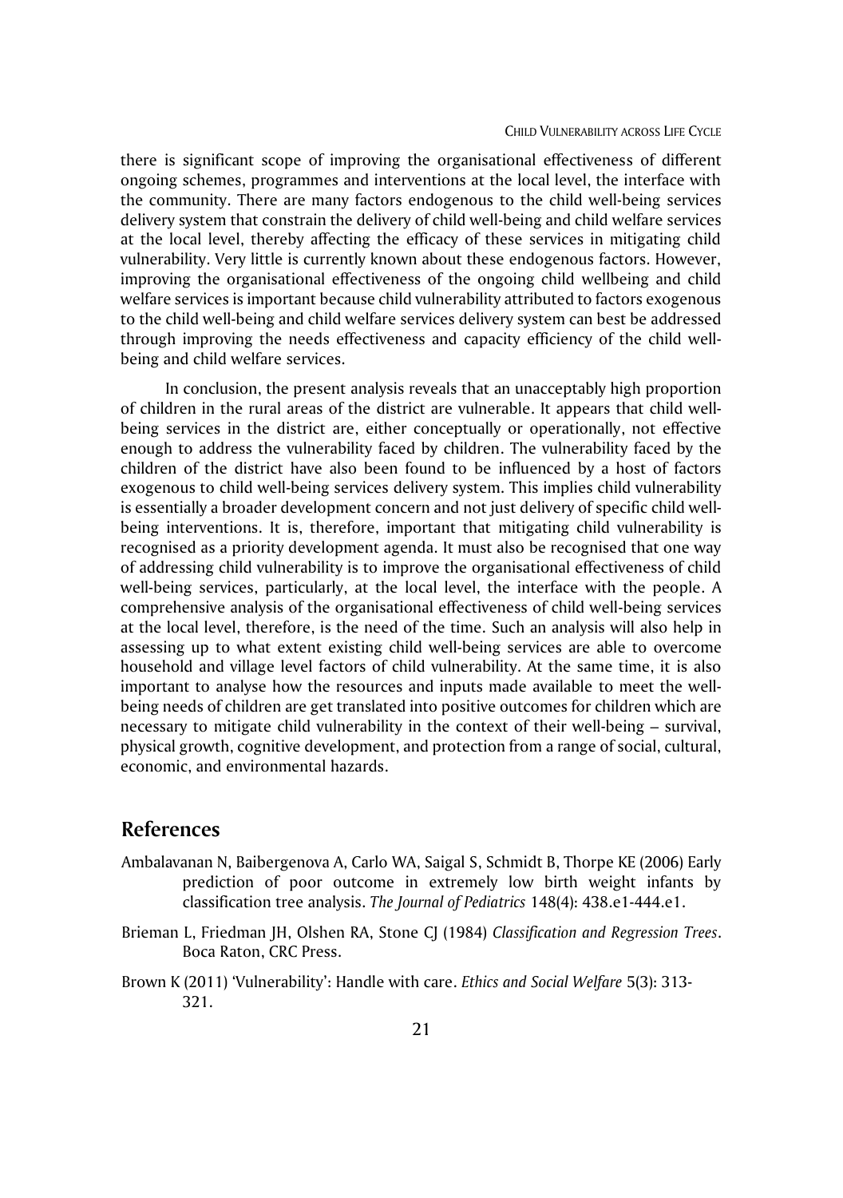there is significant scope of improving the organisational effectiveness of different ongoing schemes, programmes and interventions at the local level, the interface with the community. There are many factors endogenous to the child well-being services delivery system that constrain the delivery of child well-being and child welfare services at the local level, thereby affecting the efficacy of these services in mitigating child vulnerability. Very little is currently known about these endogenous factors. However, improving the organisational effectiveness of the ongoing child wellbeing and child welfare services is important because child vulnerability attributed to factors exogenous to the child well-being and child welfare services delivery system can best be addressed through improving the needs effectiveness and capacity efficiency of the child well-being and child welfare services.

In conclusion, the present analysis reveals that an unacceptably high proportion of children in the rural areas of the district are vulnerable. It appears that child well-being services in the district are, either conceptually or operationally, not effective enough to address the vulnerability faced by children. The vulnerability faced by the children of the district have also been found to be influenced by a host of factors exogenous to child well-being services delivery system. This implies child vulnerability is essentially a broader development concern and not just delivery of specific child well-being interventions. It is, therefore, important that mitigating child vulnerability is recognised as a priority development agenda. It must also be recognised that one way of addressing child vulnerability is to improve the organisational effectiveness of child well-being services, particularly, at the local level, the interface with the people. A comprehensive analysis of the organisational effectiveness of child well-being services at the local level, therefore, is the need of the time. Such an analysis will also help in assessing up to what extent existing child well-being services are able to overcome household and village level factors of child vulnerability. At the same time, it is also important to analyse how the resources and inputs made available to meet the well-being needs of children are get translated into positive outcomes for children which are necessary to mitigate child vulnerability in the context of their well-being – survival, physical growth, cognitive development, and protection from a range of social, cultural, economic, and environmental hazards.

## References

Ambalavanan N, Baibergenova A, Carlo WA, Saigal S, Schmidt B, Thorpe KE (2006) Early prediction of poor outcome in extremely low birth weight infants by classification tree analysis. *The Journal of Pediatrics* 148(4): 438.e1-444.e1.

Brieman L, Friedman JH, Olshen RA, Stone CJ (1984) *Classification and Regression Trees*. Boca Raton, CRC Press.

Brown K (2011) 'Vulnerability': Handle with care. *Ethics and Social Welfare* 5(3): 313-321.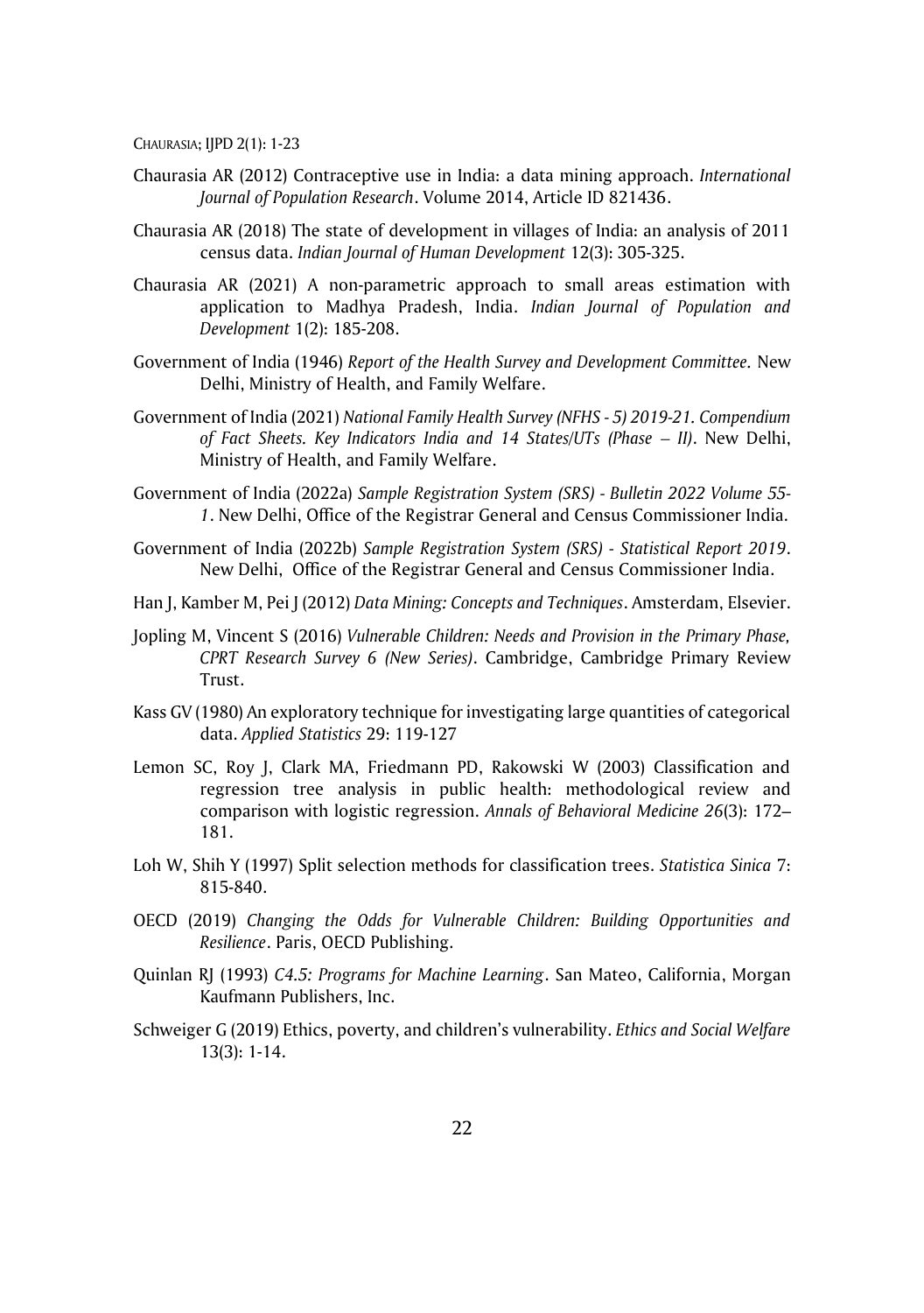Chaurasia AR (2012) Contraceptive use in India: a data mining approach. *International Journal of Population Research*. Volume 2014, Article ID 821436.

Chaurasia AR (2018) The state of development in villages of India: an analysis of 2011 census data. *Indian Journal of Human Development* 12(3): 305-325.

Chaurasia AR (2021) A non-parametric approach to small areas estimation with application to Madhya Pradesh, India. *Indian Journal of Population and Development* 1(2): 185-208.

Government of India (1946) *Report of the Health Survey and Development Committee.* New Delhi, Ministry of Health, and Family Welfare.

Government of India (2021) *National Family Health Survey (NFHS - 5) 2019-21. Compendium of Fact Sheets. Key Indicators India and 14 States/UTs (Phase – II)*. New Delhi, Ministry of Health, and Family Welfare.

Government of India (2022a) *Sample Registration System (SRS) - Bulletin 2022 Volume 55-1*. New Delhi, Office of the Registrar General and Census Commissioner India.

Government of India (2022b) *Sample Registration System (SRS) - Statistical Report 2019*. New Delhi, Office of the Registrar General and Census Commissioner India.

Han J, Kamber M, Pei J (2012) *Data Mining: Concepts and Techniques*. Amsterdam, Elsevier.

Jopling M, Vincent S (2016) *Vulnerable Children: Needs and Provision in the Primary Phase, CPRT Research Survey 6 (New Series)*. Cambridge, Cambridge Primary Review Trust.

Kass GV (1980) An exploratory technique for investigating large quantities of categorical data. *Applied Statistics* 29: 119-127

Lemon SC, Roy J, Clark MA, Friedmann PD, Rakowski W (2003) Classification and regression tree analysis in public health: methodological review and comparison with logistic regression. *Annals of Behavioral Medicine 26*(3): 172–181.

Loh W, Shih Y (1997) Split selection methods for classification trees. *Statistica Sinica* 7: 815-840.

OECD (2019) *Changing the Odds for Vulnerable Children: Building Opportunities and Resilience*. Paris, OECD Publishing.

Quinlan RJ (1993) *C4.5: Programs for Machine Learning*. San Mateo, California, Morgan Kaufmann Publishers, Inc.

Schweiger G (2019) Ethics, poverty, and children's vulnerability. *Ethics and Social Welfare* 13(3): 1-14.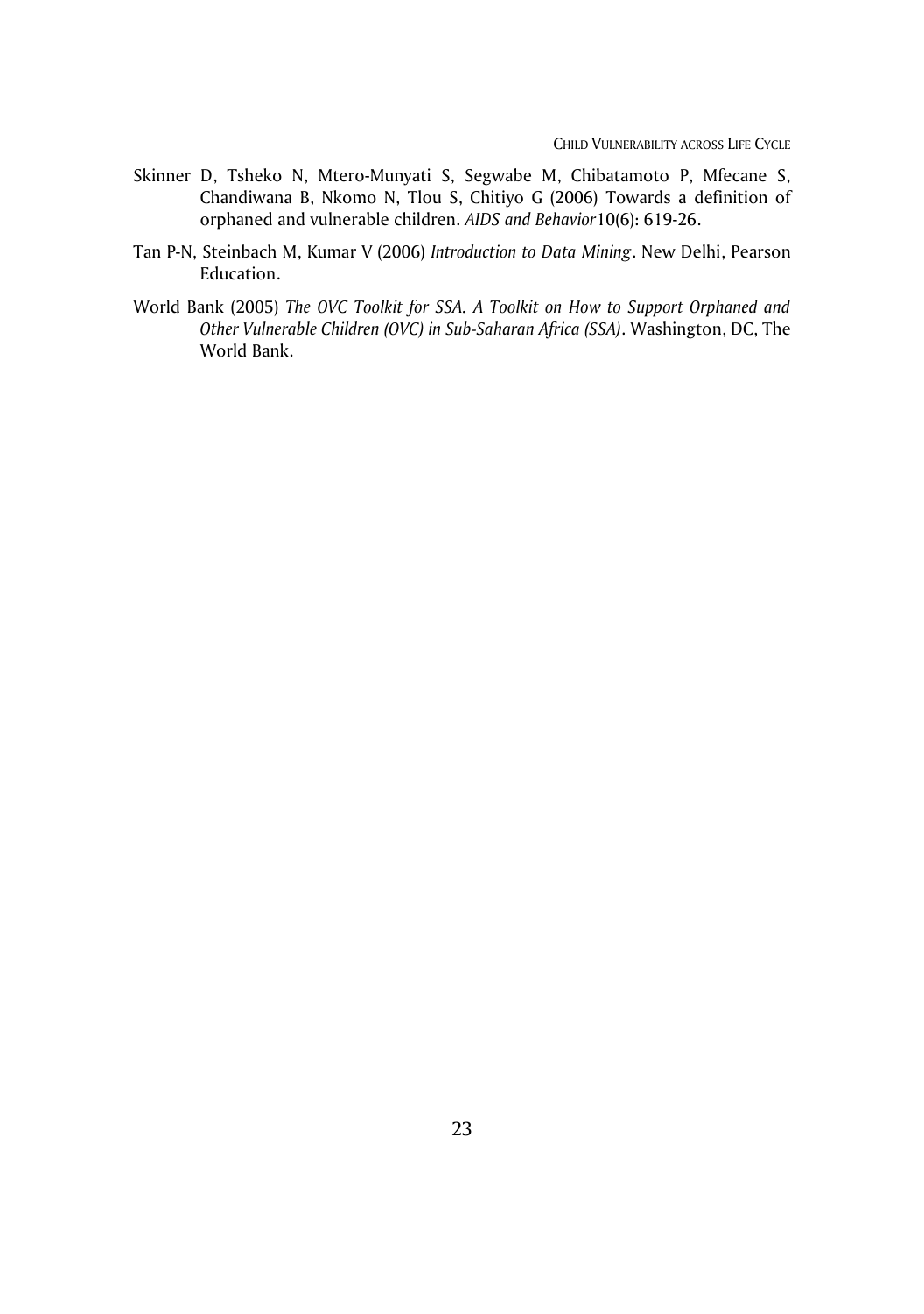Skinner D, Tsheko N, Mtero-Munyati S, Segwabe M, Chibatamoto P, Mfecane S, Chandiwana B, Nkomo N, Tlou S, Chitiyo G (2006) Towards a definition of orphaned and vulnerable children. *AIDS and Behavior*10(6): 619-26.

Tan P-N, Steinbach M, Kumar V (2006) *Introduction to Data Mining*. New Delhi, Pearson Education.

World Bank (2005) *The OVC Toolkit for SSA. A Toolkit on How to Support Orphaned and Other Vulnerable Children (OVC) in Sub-Saharan Africa (SSA)*. Washington, DC, The World Bank.